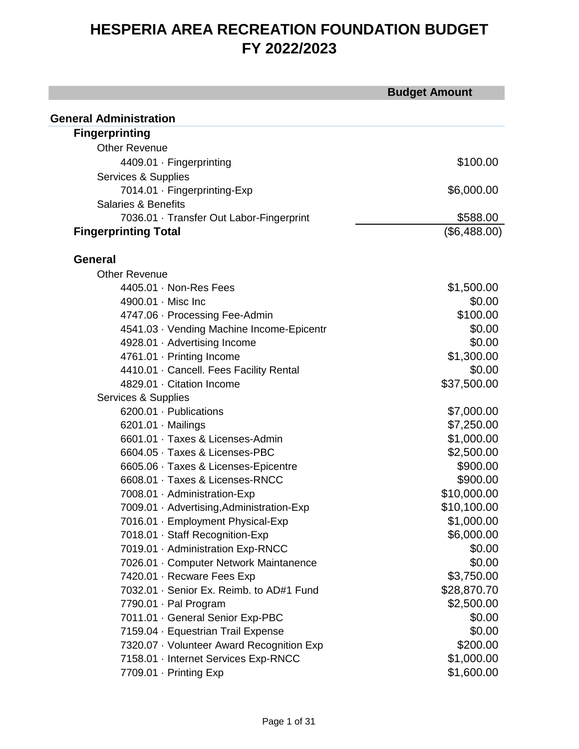# HESPERIA AREA RECREATION FOUNDATION BUDGET
# FY 2022/2023

| | Budget Amount |
|---|---|
| **General Administration** | |
| **Fingerprinting** | |
| Other Revenue | |
| 4409.01 · Fingerprinting | $100.00 |
| Services & Supplies | |
| 7014.01 · Fingerprinting-Exp | $6,000.00 |
| Salaries & Benefits | |
| 7036.01 · Transfer Out Labor-Fingerprint | $588.00 |
| **Fingerprinting Total** | ($6,488.00) |
| | |
| **General** | |
| Other Revenue | |
| 4405.01 · Non-Res Fees | $1,500.00 |
| 4900.01 · Misc Inc | $0.00 |
| 4747.06 · Processing Fee-Admin | $100.00 |
| 4541.03 · Vending Machine Income-Epicentr | $0.00 |
| 4928.01 · Advertising Income | $0.00 |
| 4761.01 · Printing Income | $1,300.00 |
| 4410.01 · Cancell. Fees Facility Rental | $0.00 |
| 4829.01 · Citation Income | $37,500.00 |
| Services & Supplies | |
| 6200.01 · Publications | $7,000.00 |
| 6201.01 · Mailings | $7,250.00 |
| 6601.01 · Taxes & Licenses-Admin | $1,000.00 |
| 6604.05 · Taxes & Licenses-PBC | $2,500.00 |
| 6605.06 · Taxes & Licenses-Epicentre | $900.00 |
| 6608.01 · Taxes & Licenses-RNCC | $900.00 |
| 7008.01 · Administration-Exp | $10,000.00 |
| 7009.01 · Advertising,Administration-Exp | $10,100.00 |
| 7016.01 · Employment Physical-Exp | $1,000.00 |
| 7018.01 · Staff Recognition-Exp | $6,000.00 |
| 7019.01 · Administration Exp-RNCC | $0.00 |
| 7026.01 · Computer Network Maintanence | $0.00 |
| 7420.01 · Recware Fees Exp | $3,750.00 |
| 7032.01 · Senior Ex. Reimb. to AD#1 Fund | $28,870.70 |
| 7790.01 · Pal Program | $2,500.00 |
| 7011.01 · General Senior Exp-PBC | $0.00 |
| 7159.04 · Equestrian Trail Expense | $0.00 |
| 7320.07 · Volunteer Award Recognition Exp | $200.00 |
| 7158.01 · Internet Services Exp-RNCC | $1,000.00 |
| 7709.01 · Printing Exp | $1,600.00 |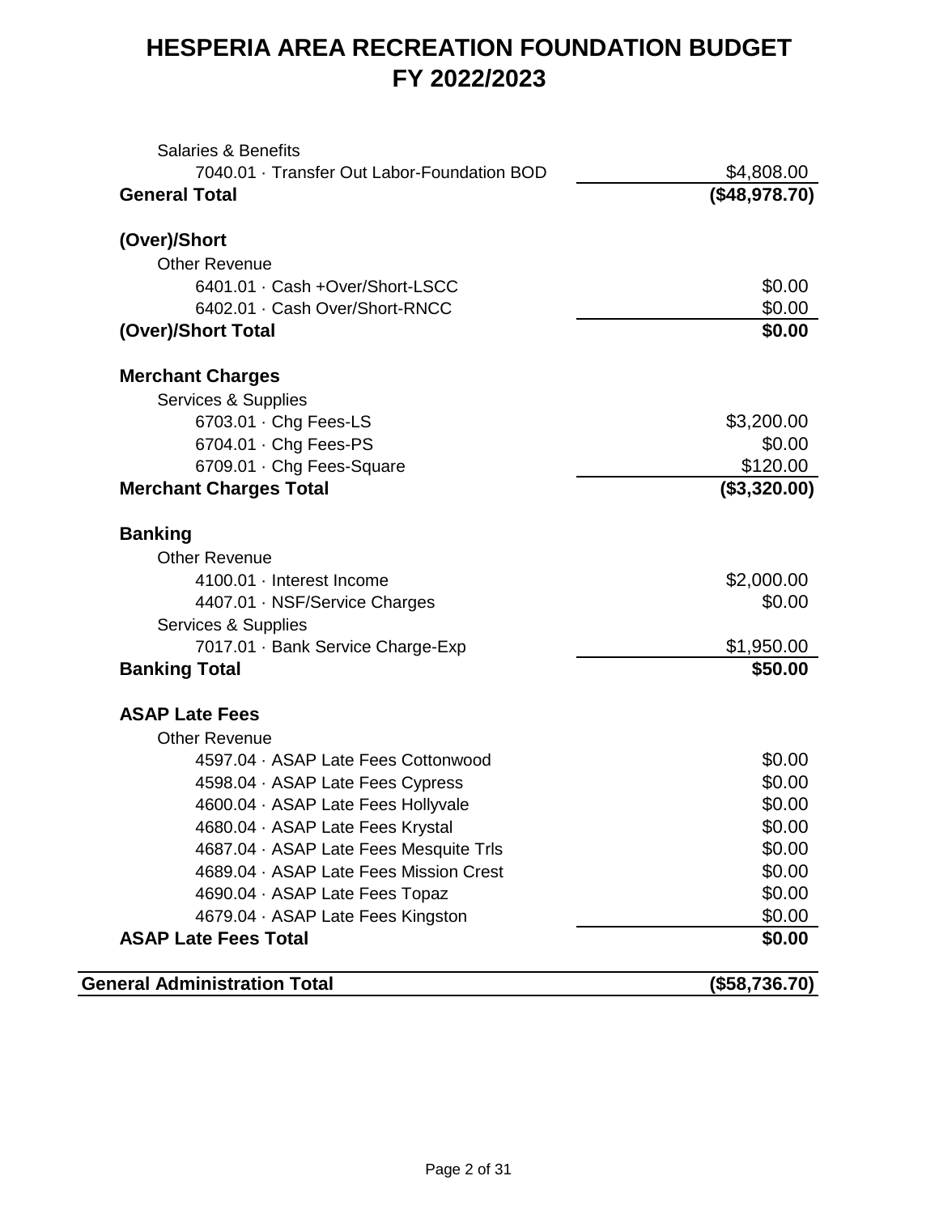# HESPERIA AREA RECREATION FOUNDATION BUDGET
# FY 2022/2023

| Account | Amount |
|---|---|
| Salaries & Benefits | |
| 7040.01 · Transfer Out Labor-Foundation BOD | $4,808.00 |
| **General Total** | **($48,978.70)** |
| | |
| **(Over)/Short** | |
| Other Revenue | |
| 6401.01 · Cash +Over/Short-LSCC | $0.00 |
| 6402.01 · Cash Over/Short-RNCC | $0.00 |
| **(Over)/Short Total** | **$0.00** |
| | |
| **Merchant Charges** | |
| Services & Supplies | |
| 6703.01 · Chg Fees-LS | $3,200.00 |
| 6704.01 · Chg Fees-PS | $0.00 |
| 6709.01 · Chg Fees-Square | $120.00 |
| **Merchant Charges Total** | **($3,320.00)** |
| | |
| **Banking** | |
| Other Revenue | |
| 4100.01 · Interest Income | $2,000.00 |
| 4407.01 · NSF/Service Charges | $0.00 |
| Services & Supplies | |
| 7017.01 · Bank Service Charge-Exp | $1,950.00 |
| **Banking Total** | **$50.00** |
| | |
| **ASAP Late Fees** | |
| Other Revenue | |
| 4597.04 · ASAP Late Fees Cottonwood | $0.00 |
| 4598.04 · ASAP Late Fees Cypress | $0.00 |
| 4600.04 · ASAP Late Fees Hollyvale | $0.00 |
| 4680.04 · ASAP Late Fees Krystal | $0.00 |
| 4687.04 · ASAP Late Fees Mesquite Trls | $0.00 |
| 4689.04 · ASAP Late Fees Mission Crest | $0.00 |
| 4690.04 · ASAP Late Fees Topaz | $0.00 |
| 4679.04 · ASAP Late Fees Kingston | $0.00 |
| **ASAP Late Fees Total** | **$0.00** |
| | |
| **General Administration Total** | **($58,736.70)** |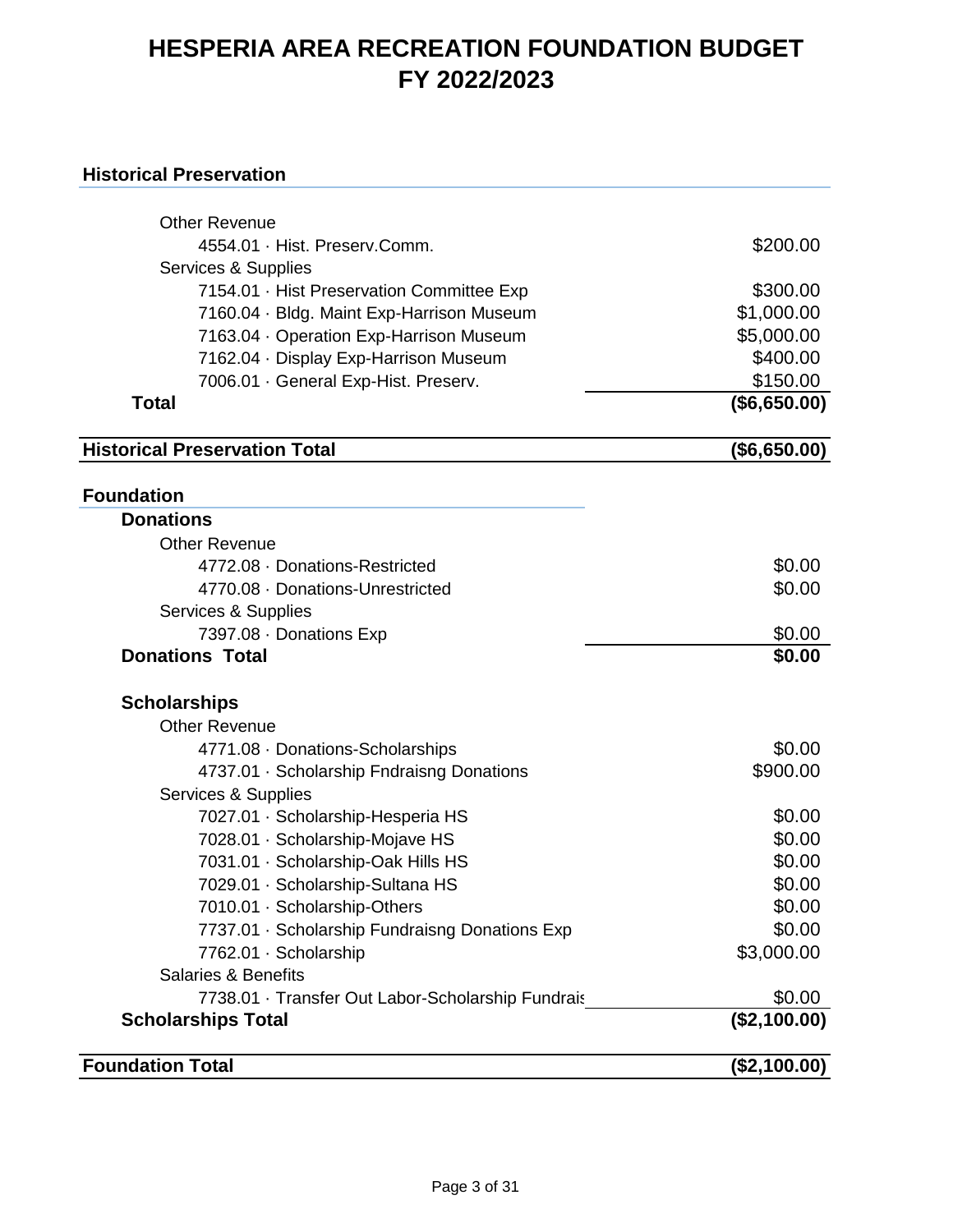# HESPERIA AREA RECREATION FOUNDATION BUDGET
# FY 2022/2023

## Historical Preservation

| | |
|---|---|
| Other Revenue | |
| 4554.01 · Hist. Preserv.Comm. | $200.00 |
| Services & Supplies | |
| 7154.01 · Hist Preservation Committee Exp | $300.00 |
| 7160.04 · Bldg. Maint Exp-Harrison Museum | $1,000.00 |
| 7163.04 · Operation Exp-Harrison Museum | $5,000.00 |
| 7162.04 · Display Exp-Harrison Museum | $400.00 |
| 7006.01 · General Exp-Hist. Preserv. | $150.00 |
| **Total** | **($6,650.00)** |
| **Historical Preservation Total** | **($6,650.00)** |

## Foundation

### Donations

| | |
|---|---|
| Other Revenue | |
| 4772.08 · Donations-Restricted | $0.00 |
| 4770.08 · Donations-Unrestricted | $0.00 |
| Services & Supplies | |
| 7397.08 · Donations Exp | $0.00 |
| **Donations Total** | **$0.00** |

### Scholarships

| | |
|---|---|
| Other Revenue | |
| 4771.08 · Donations-Scholarships | $0.00 |
| 4737.01 · Scholarship Fndraisng Donations | $900.00 |
| Services & Supplies | |
| 7027.01 · Scholarship-Hesperia HS | $0.00 |
| 7028.01 · Scholarship-Mojave HS | $0.00 |
| 7031.01 · Scholarship-Oak Hills HS | $0.00 |
| 7029.01 · Scholarship-Sultana HS | $0.00 |
| 7010.01 · Scholarship-Others | $0.00 |
| 7737.01 · Scholarship Fundraisng Donations Exp | $0.00 |
| 7762.01 · Scholarship | $3,000.00 |
| Salaries & Benefits | |
| 7738.01 · Transfer Out Labor-Scholarship Fundrais | $0.00 |
| **Scholarships Total** | **($2,100.00)** |
| **Foundation Total** | **($2,100.00)** |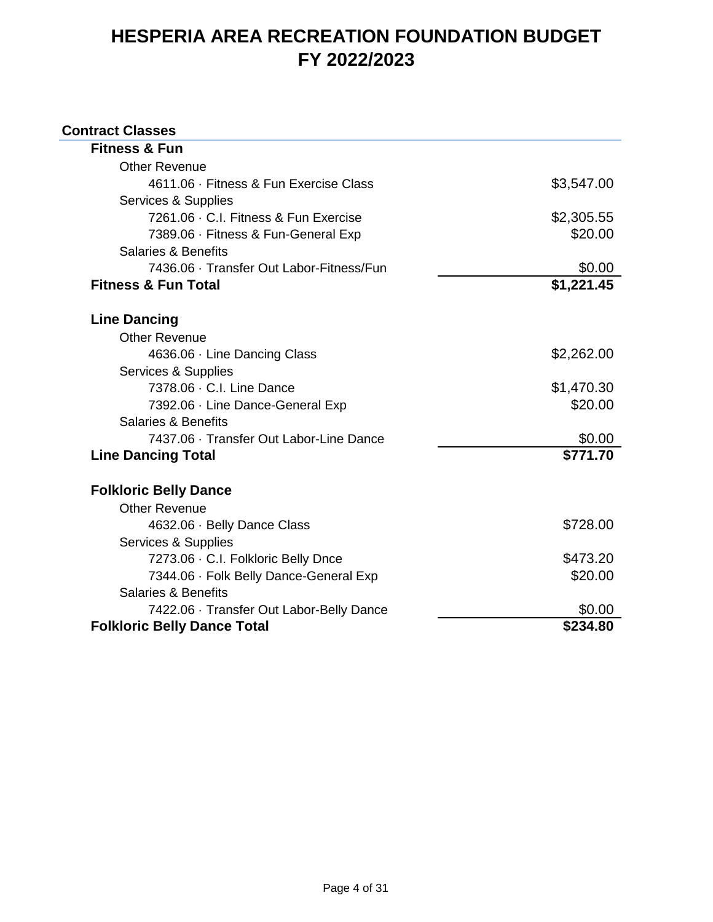# HESPERIA AREA RECREATION FOUNDATION BUDGET
# FY 2022/2023

## Contract Classes

| Account | Amount |
|---|---|
| **Fitness & Fun** | |
| Other Revenue | |
| 4611.06 · Fitness & Fun Exercise Class | $3,547.00 |
| Services & Supplies | |
| 7261.06 · C.I. Fitness & Fun Exercise | $2,305.55 |
| 7389.06 · Fitness & Fun-General Exp | $20.00 |
| Salaries & Benefits | |
| 7436.06 · Transfer Out Labor-Fitness/Fun | $0.00 |
| **Fitness & Fun Total** | **$1,221.45** |
| | |
| **Line Dancing** | |
| Other Revenue | |
| 4636.06 · Line Dancing Class | $2,262.00 |
| Services & Supplies | |
| 7378.06 · C.I. Line Dance | $1,470.30 |
| 7392.06 · Line Dance-General Exp | $20.00 |
| Salaries & Benefits | |
| 7437.06 · Transfer Out Labor-Line Dance | $0.00 |
| **Line Dancing Total** | **$771.70** |
| | |
| **Folkloric Belly Dance** | |
| Other Revenue | |
| 4632.06 · Belly Dance Class | $728.00 |
| Services & Supplies | |
| 7273.06 · C.I. Folkloric Belly Dnce | $473.20 |
| 7344.06 · Folk Belly Dance-General Exp | $20.00 |
| Salaries & Benefits | |
| 7422.06 · Transfer Out Labor-Belly Dance | $0.00 |
| **Folkloric Belly Dance Total** | **$234.80** |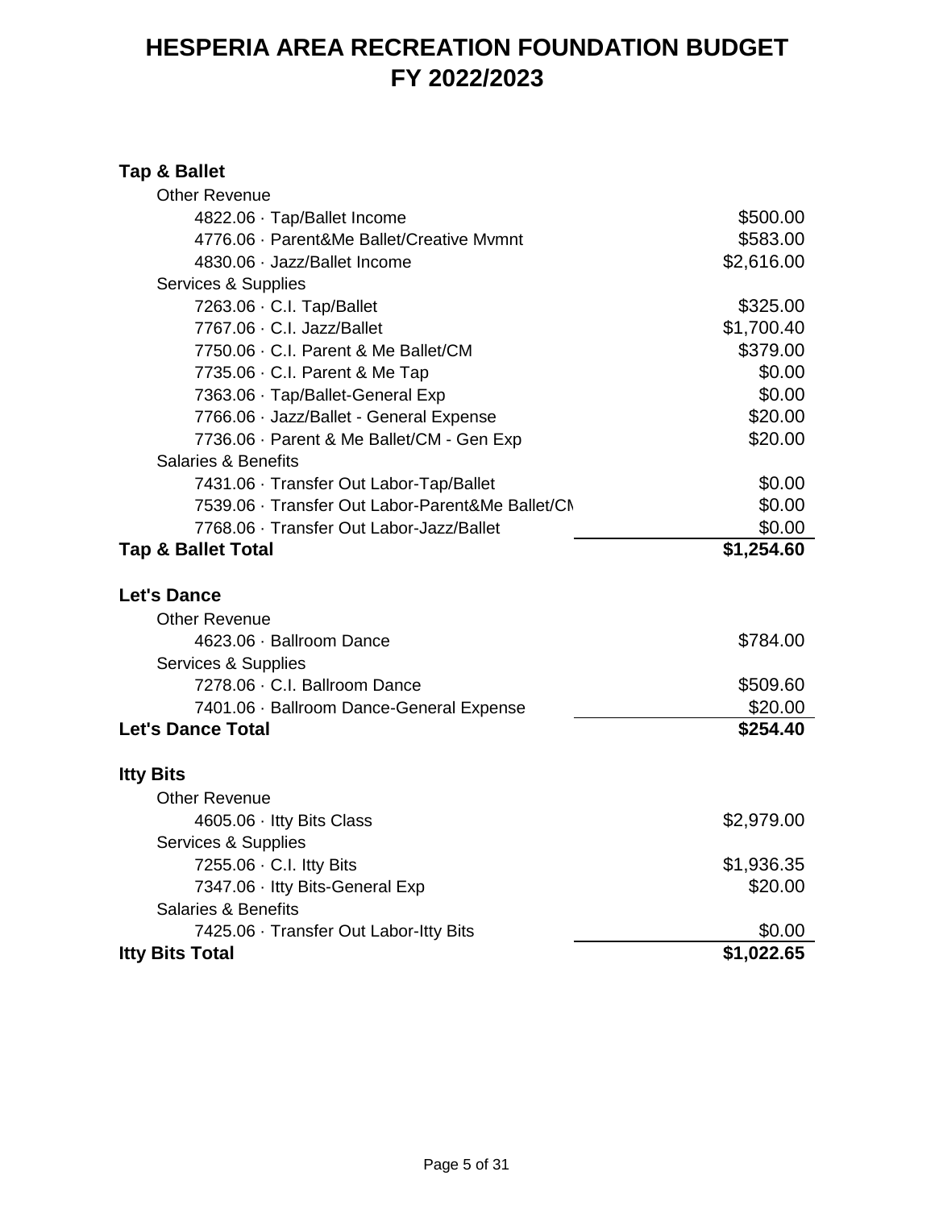# HESPERIA AREA RECREATION FOUNDATION BUDGET FY 2022/2023

| | |
|---|---|
| **Tap & Ballet** | |
| Other Revenue | |
| 4822.06 · Tap/Ballet Income | $500.00 |
| 4776.06 · Parent&Me Ballet/Creative Mvmnt | $583.00 |
| 4830.06 · Jazz/Ballet Income | $2,616.00 |
| Services & Supplies | |
| 7263.06 · C.I. Tap/Ballet | $325.00 |
| 7767.06 · C.I. Jazz/Ballet | $1,700.40 |
| 7750.06 · C.I. Parent & Me Ballet/CM | $379.00 |
| 7735.06 · C.I. Parent & Me Tap | $0.00 |
| 7363.06 · Tap/Ballet-General Exp | $0.00 |
| 7766.06 · Jazz/Ballet - General Expense | $20.00 |
| 7736.06 · Parent & Me Ballet/CM - Gen Exp | $20.00 |
| Salaries & Benefits | |
| 7431.06 · Transfer Out Labor-Tap/Ballet | $0.00 |
| 7539.06 · Transfer Out Labor-Parent&Me Ballet/CM | $0.00 |
| 7768.06 · Transfer Out Labor-Jazz/Ballet | $0.00 |
| **Tap & Ballet Total** | **$1,254.60** |
| | |
| **Let's Dance** | |
| Other Revenue | |
| 4623.06 · Ballroom Dance | $784.00 |
| Services & Supplies | |
| 7278.06 · C.I. Ballroom Dance | $509.60 |
| 7401.06 · Ballroom Dance-General Expense | $20.00 |
| **Let's Dance Total** | **$254.40** |
| | |
| **Itty Bits** | |
| Other Revenue | |
| 4605.06 · Itty Bits Class | $2,979.00 |
| Services & Supplies | |
| 7255.06 · C.I. Itty Bits | $1,936.35 |
| 7347.06 · Itty Bits-General Exp | $20.00 |
| Salaries & Benefits | |
| 7425.06 · Transfer Out Labor-Itty Bits | $0.00 |
| **Itty Bits Total** | **$1,022.65** |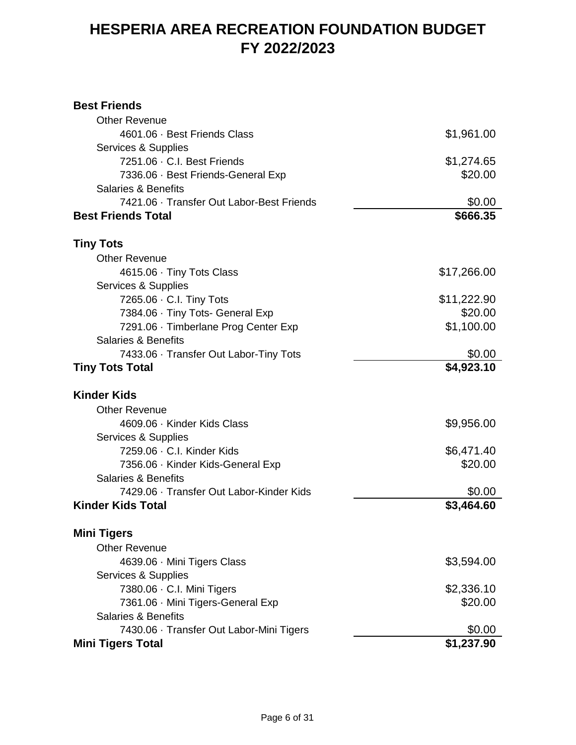# HESPERIA AREA RECREATION FOUNDATION BUDGET
# FY 2022/2023

| | |
|---|---|
| **Best Friends** | |
| Other Revenue | |
| 4601.06 · Best Friends Class | $1,961.00 |
| Services & Supplies | |
| 7251.06 · C.I. Best Friends | $1,274.65 |
| 7336.06 · Best Friends-General Exp | $20.00 |
| Salaries & Benefits | |
| 7421.06 · Transfer Out Labor-Best Friends | $0.00 |
| **Best Friends Total** | **$666.35** |
| | |
| **Tiny Tots** | |
| Other Revenue | |
| 4615.06 · Tiny Tots Class | $17,266.00 |
| Services & Supplies | |
| 7265.06 · C.I. Tiny Tots | $11,222.90 |
| 7384.06 · Tiny Tots- General Exp | $20.00 |
| 7291.06 · Timberlane Prog Center Exp | $1,100.00 |
| Salaries & Benefits | |
| 7433.06 · Transfer Out Labor-Tiny Tots | $0.00 |
| **Tiny Tots Total** | **$4,923.10** |
| | |
| **Kinder Kids** | |
| Other Revenue | |
| 4609.06 · Kinder Kids Class | $9,956.00 |
| Services & Supplies | |
| 7259.06 · C.I. Kinder Kids | $6,471.40 |
| 7356.06 · Kinder Kids-General Exp | $20.00 |
| Salaries & Benefits | |
| 7429.06 · Transfer Out Labor-Kinder Kids | $0.00 |
| **Kinder Kids Total** | **$3,464.60** |
| | |
| **Mini Tigers** | |
| Other Revenue | |
| 4639.06 · Mini Tigers Class | $3,594.00 |
| Services & Supplies | |
| 7380.06 · C.I. Mini Tigers | $2,336.10 |
| 7361.06 · Mini Tigers-General Exp | $20.00 |
| Salaries & Benefits | |
| 7430.06 · Transfer Out Labor-Mini Tigers | $0.00 |
| **Mini Tigers Total** | **$1,237.90** |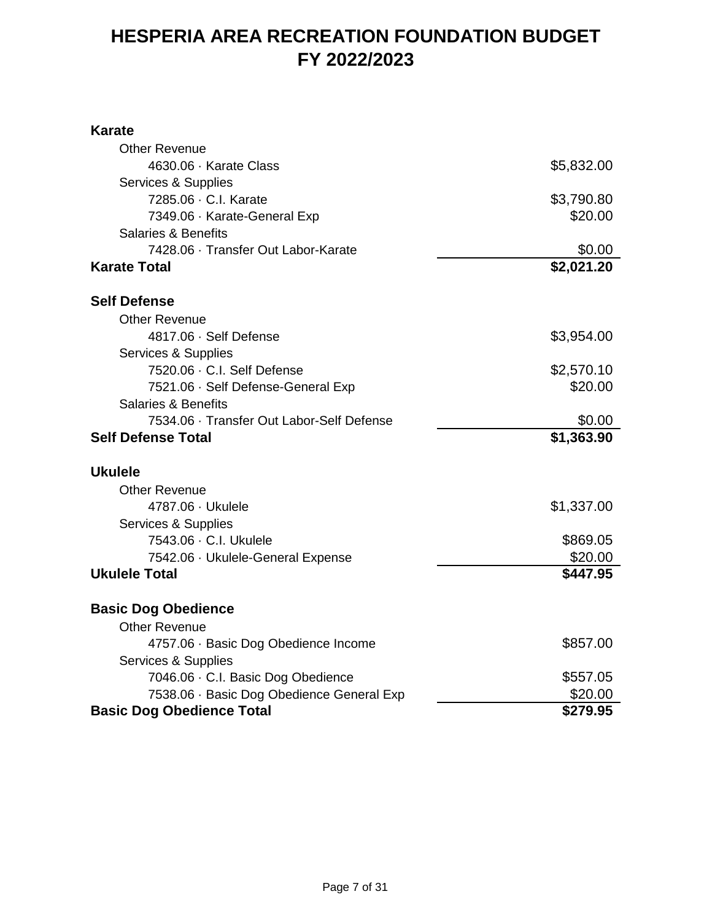# HESPERIA AREA RECREATION FOUNDATION BUDGET
# FY 2022/2023

| | |
|---|---|
| **Karate** | |
| Other Revenue | |
| 4630.06 · Karate Class | $5,832.00 |
| Services & Supplies | |
| 7285.06 · C.I. Karate | $3,790.80 |
| 7349.06 · Karate-General Exp | $20.00 |
| Salaries & Benefits | |
| 7428.06 · Transfer Out Labor-Karate | $0.00 |
| **Karate Total** | **$2,021.20** |
| | |
| **Self Defense** | |
| Other Revenue | |
| 4817.06 · Self Defense | $3,954.00 |
| Services & Supplies | |
| 7520.06 · C.I. Self Defense | $2,570.10 |
| 7521.06 · Self Defense-General Exp | $20.00 |
| Salaries & Benefits | |
| 7534.06 · Transfer Out Labor-Self Defense | $0.00 |
| **Self Defense Total** | **$1,363.90** |
| | |
| **Ukulele** | |
| Other Revenue | |
| 4787.06 · Ukulele | $1,337.00 |
| Services & Supplies | |
| 7543.06 · C.I. Ukulele | $869.05 |
| 7542.06 · Ukulele-General Expense | $20.00 |
| **Ukulele Total** | **$447.95** |
| | |
| **Basic Dog Obedience** | |
| Other Revenue | |
| 4757.06 · Basic Dog Obedience Income | $857.00 |
| Services & Supplies | |
| 7046.06 · C.I. Basic Dog Obedience | $557.05 |
| 7538.06 · Basic Dog Obedience General Exp | $20.00 |
| **Basic Dog Obedience Total** | **$279.95** |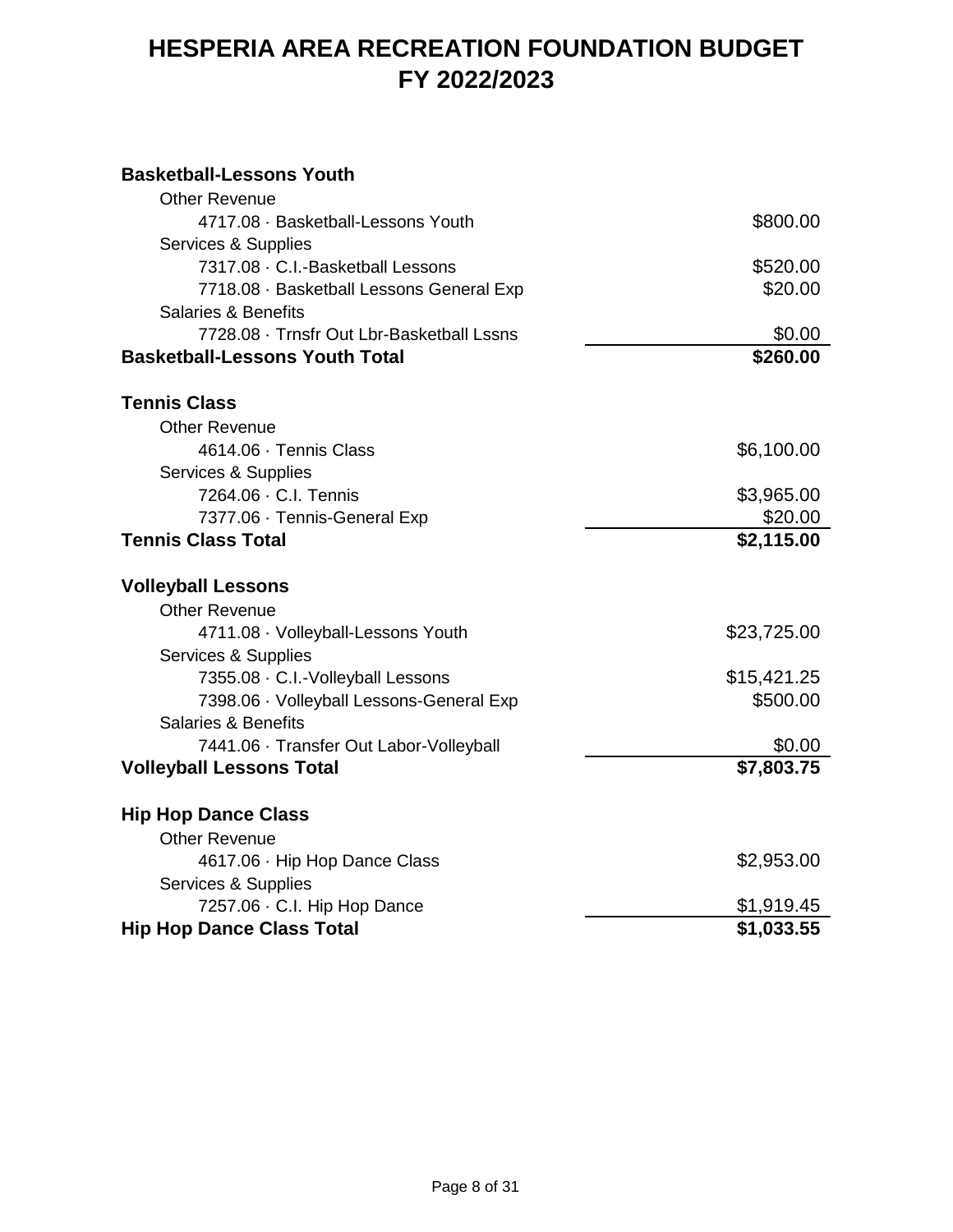# HESPERIA AREA RECREATION FOUNDATION BUDGET FY 2022/2023

| | |
|---|---|
| **Basketball-Lessons Youth** | |
| Other Revenue | |
| 4717.08 · Basketball-Lessons Youth | $800.00 |
| Services & Supplies | |
| 7317.08 · C.I.-Basketball Lessons | $520.00 |
| 7718.08 · Basketball Lessons General Exp | $20.00 |
| Salaries & Benefits | |
| 7728.08 · Trnsfr Out Lbr-Basketball Lssns | $0.00 |
| **Basketball-Lessons Youth Total** | **$260.00** |
| | |
| **Tennis Class** | |
| Other Revenue | |
| 4614.06 · Tennis Class | $6,100.00 |
| Services & Supplies | |
| 7264.06 · C.I. Tennis | $3,965.00 |
| 7377.06 · Tennis-General Exp | $20.00 |
| **Tennis Class Total** | **$2,115.00** |
| | |
| **Volleyball Lessons** | |
| Other Revenue | |
| 4711.08 · Volleyball-Lessons Youth | $23,725.00 |
| Services & Supplies | |
| 7355.08 · C.I.-Volleyball Lessons | $15,421.25 |
| 7398.06 · Volleyball Lessons-General Exp | $500.00 |
| Salaries & Benefits | |
| 7441.06 · Transfer Out Labor-Volleyball | $0.00 |
| **Volleyball Lessons Total** | **$7,803.75** |
| | |
| **Hip Hop Dance Class** | |
| Other Revenue | |
| 4617.06 · Hip Hop Dance Class | $2,953.00 |
| Services & Supplies | |
| 7257.06 · C.I. Hip Hop Dance | $1,919.45 |
| **Hip Hop Dance Class Total** | **$1,033.55** |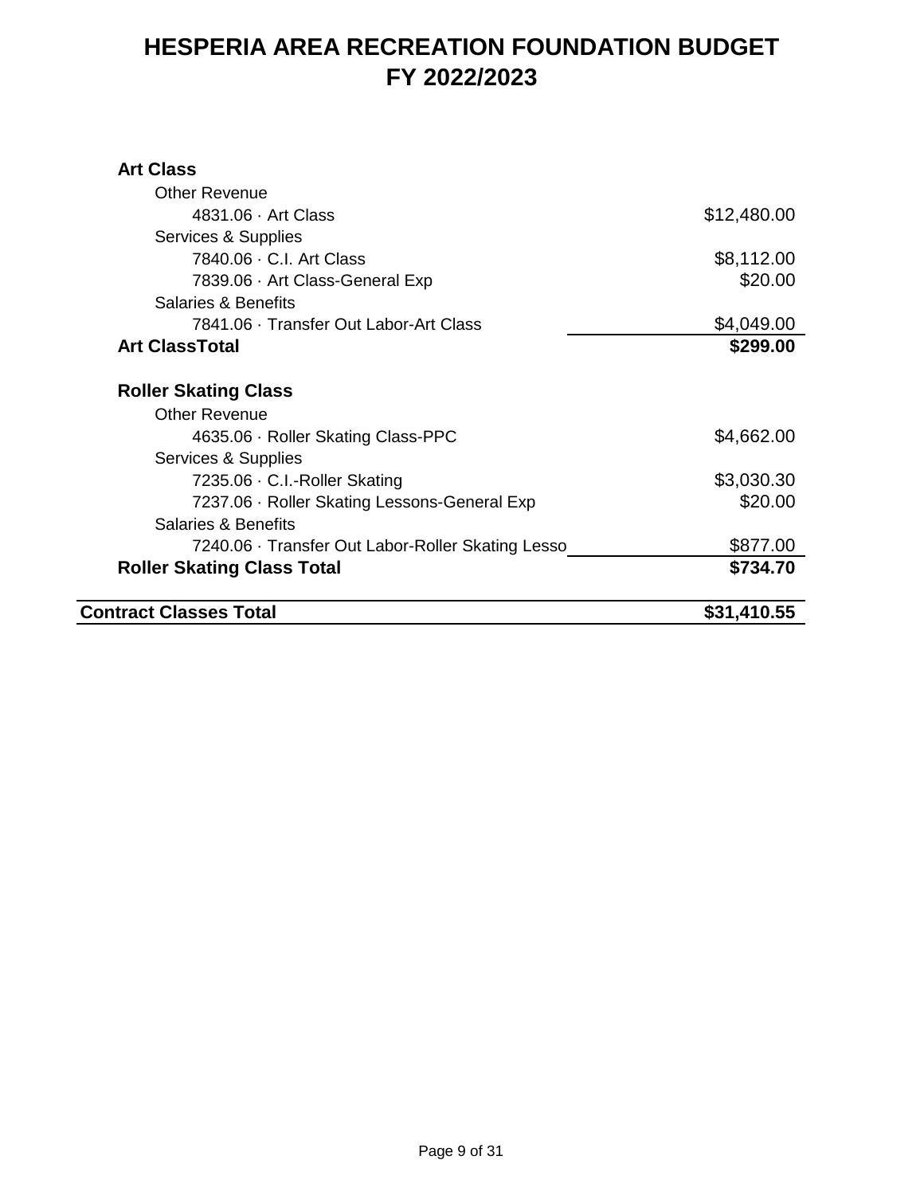# HESPERIA AREA RECREATION FOUNDATION BUDGET FY 2022/2023

| | |
|---|---|
| **Art Class** | |
| Other Revenue | |
| 4831.06 · Art Class | $12,480.00 |
| Services & Supplies | |
| 7840.06 · C.I. Art Class | $8,112.00 |
| 7839.06 · Art Class-General Exp | $20.00 |
| Salaries & Benefits | |
| 7841.06 · Transfer Out Labor-Art Class | $4,049.00 |
| **Art ClassTotal** | **$299.00** |
| | |
| **Roller Skating Class** | |
| Other Revenue | |
| 4635.06 · Roller Skating Class-PPC | $4,662.00 |
| Services & Supplies | |
| 7235.06 · C.I.-Roller Skating | $3,030.30 |
| 7237.06 · Roller Skating Lessons-General Exp | $20.00 |
| Salaries & Benefits | |
| 7240.06 · Transfer Out Labor-Roller Skating Lesso | $877.00 |
| **Roller Skating Class Total** | **$734.70** |
| | |
| **Contract Classes Total** | **$31,410.55** |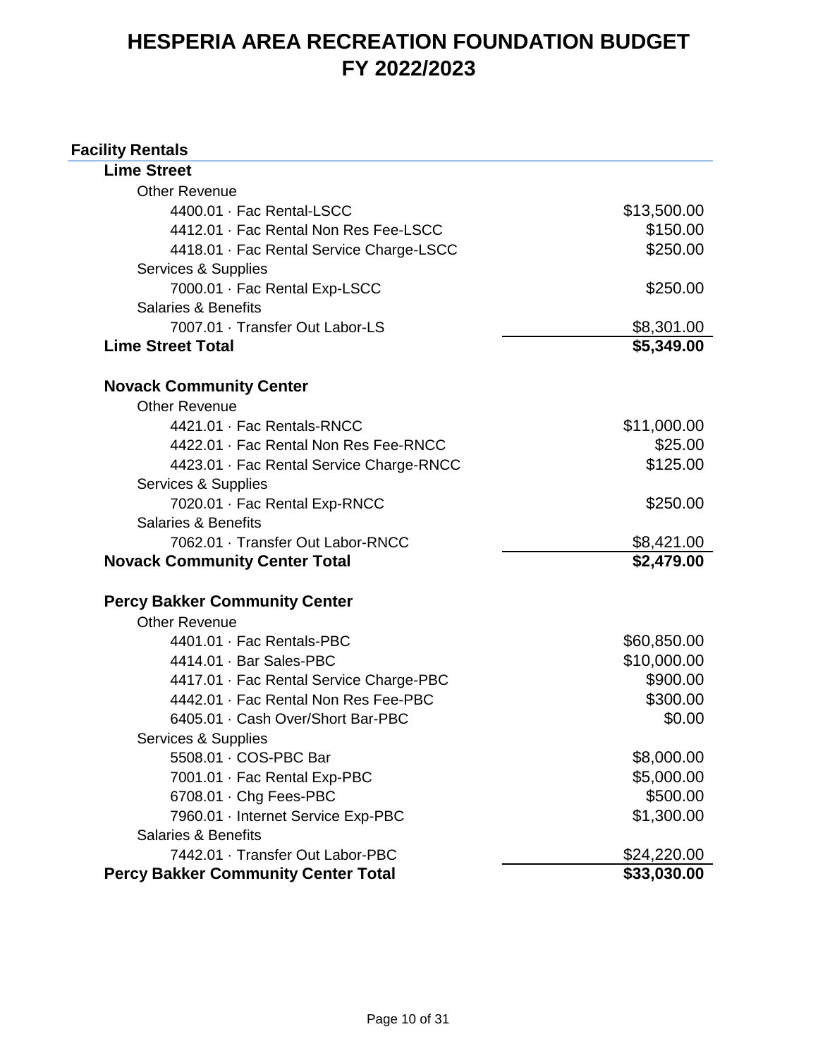# HESPERIA AREA RECREATION FOUNDATION BUDGET
# FY 2022/2023

## Facility Rentals

| | |
|---|---|
| **Lime Street** | |
| Other Revenue | |
| 4400.01 · Fac Rental-LSCC | $13,500.00 |
| 4412.01 · Fac Rental Non Res Fee-LSCC | $150.00 |
| 4418.01 · Fac Rental Service Charge-LSCC | $250.00 |
| Services & Supplies | |
| 7000.01 · Fac Rental Exp-LSCC | $250.00 |
| Salaries & Benefits | |
| 7007.01 · Transfer Out Labor-LS | $8,301.00 |
| **Lime Street Total** | **$5,349.00** |
| | |
| **Novack Community Center** | |
| Other Revenue | |
| 4421.01 · Fac Rentals-RNCC | $11,000.00 |
| 4422.01 · Fac Rental Non Res Fee-RNCC | $25.00 |
| 4423.01 · Fac Rental Service Charge-RNCC | $125.00 |
| Services & Supplies | |
| 7020.01 · Fac Rental Exp-RNCC | $250.00 |
| Salaries & Benefits | |
| 7062.01 · Transfer Out Labor-RNCC | $8,421.00 |
| **Novack Community Center Total** | **$2,479.00** |
| | |
| **Percy Bakker Community Center** | |
| Other Revenue | |
| 4401.01 · Fac Rentals-PBC | $60,850.00 |
| 4414.01 · Bar Sales-PBC | $10,000.00 |
| 4417.01 · Fac Rental Service Charge-PBC | $900.00 |
| 4442.01 · Fac Rental Non Res Fee-PBC | $300.00 |
| 6405.01 · Cash Over/Short Bar-PBC | $0.00 |
| Services & Supplies | |
| 5508.01 · COS-PBC Bar | $8,000.00 |
| 7001.01 · Fac Rental Exp-PBC | $5,000.00 |
| 6708.01 · Chg Fees-PBC | $500.00 |
| 7960.01 · Internet Service Exp-PBC | $1,300.00 |
| Salaries & Benefits | |
| 7442.01 · Transfer Out Labor-PBC | $24,220.00 |
| **Percy Bakker Community Center Total** | **$33,030.00** |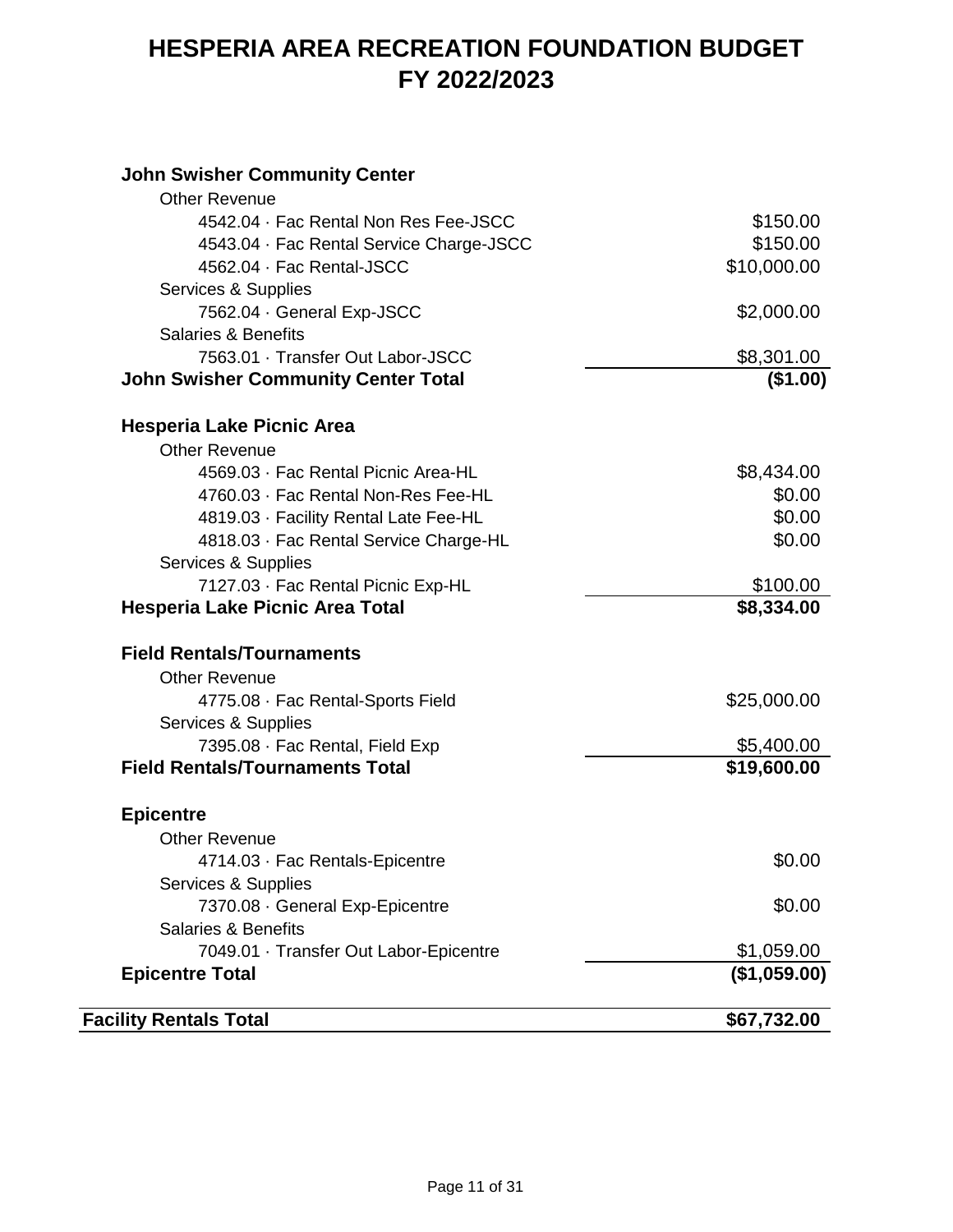# HESPERIA AREA RECREATION FOUNDATION BUDGET
# FY 2022/2023

| | |
|---|---|
| **John Swisher Community Center** | |
| Other Revenue | |
| 4542.04 · Fac Rental Non Res Fee-JSCC | $150.00 |
| 4543.04 · Fac Rental Service Charge-JSCC | $150.00 |
| 4562.04 · Fac Rental-JSCC | $10,000.00 |
| Services & Supplies | |
| 7562.04 · General Exp-JSCC | $2,000.00 |
| Salaries & Benefits | |
| 7563.01 · Transfer Out Labor-JSCC | $8,301.00 |
| **John Swisher Community Center Total** | **($1.00)** |
| | |
| **Hesperia Lake Picnic Area** | |
| Other Revenue | |
| 4569.03 · Fac Rental Picnic Area-HL | $8,434.00 |
| 4760.03 · Fac Rental Non-Res Fee-HL | $0.00 |
| 4819.03 · Facility Rental Late Fee-HL | $0.00 |
| 4818.03 · Fac Rental Service Charge-HL | $0.00 |
| Services & Supplies | |
| 7127.03 · Fac Rental Picnic Exp-HL | $100.00 |
| **Hesperia Lake Picnic Area Total** | **$8,334.00** |
| | |
| **Field Rentals/Tournaments** | |
| Other Revenue | |
| 4775.08 · Fac Rental-Sports Field | $25,000.00 |
| Services & Supplies | |
| 7395.08 · Fac Rental, Field Exp | $5,400.00 |
| **Field Rentals/Tournaments Total** | **$19,600.00** |
| | |
| **Epicentre** | |
| Other Revenue | |
| 4714.03 · Fac Rentals-Epicentre | $0.00 |
| Services & Supplies | |
| 7370.08 · General Exp-Epicentre | $0.00 |
| Salaries & Benefits | |
| 7049.01 · Transfer Out Labor-Epicentre | $1,059.00 |
| **Epicentre Total** | **($1,059.00)** |
| | |
| **Facility Rentals Total** | **$67,732.00** |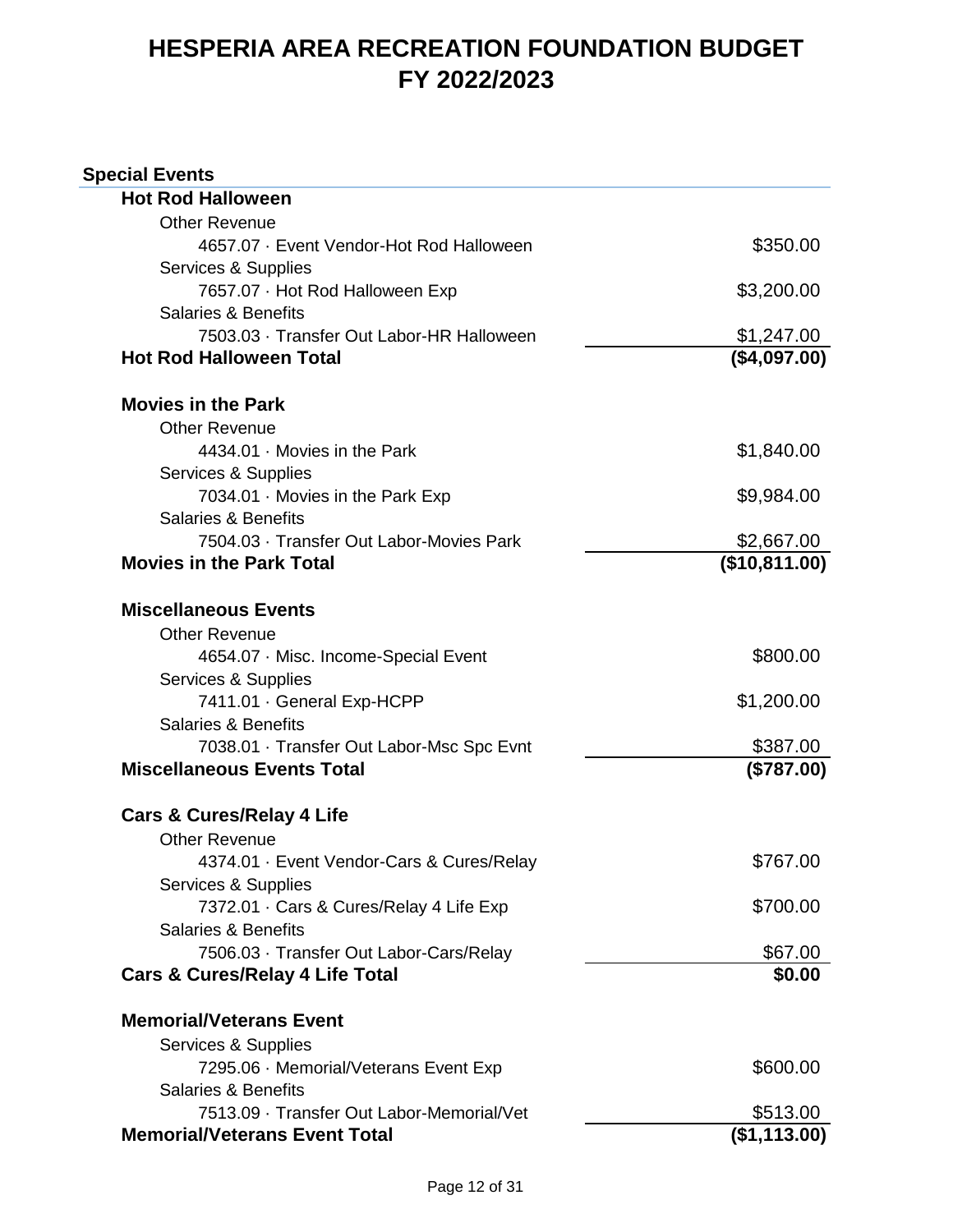# HESPERIA AREA RECREATION FOUNDATION BUDGET
# FY 2022/2023

## Special Events

| Account | Amount |
|---|---|
| **Hot Rod Halloween** | |
| Other Revenue | |
| 4657.07 · Event Vendor-Hot Rod Halloween | $350.00 |
| Services & Supplies | |
| 7657.07 · Hot Rod Halloween Exp | $3,200.00 |
| Salaries & Benefits | |
| 7503.03 · Transfer Out Labor-HR Halloween | $1,247.00 |
| **Hot Rod Halloween Total** | **($4,097.00)** |
| | |
| **Movies in the Park** | |
| Other Revenue | |
| 4434.01 · Movies in the Park | $1,840.00 |
| Services & Supplies | |
| 7034.01 · Movies in the Park Exp | $9,984.00 |
| Salaries & Benefits | |
| 7504.03 · Transfer Out Labor-Movies Park | $2,667.00 |
| **Movies in the Park Total** | **($10,811.00)** |
| | |
| **Miscellaneous Events** | |
| Other Revenue | |
| 4654.07 · Misc. Income-Special Event | $800.00 |
| Services & Supplies | |
| 7411.01 · General Exp-HCPP | $1,200.00 |
| Salaries & Benefits | |
| 7038.01 · Transfer Out Labor-Msc Spc Evnt | $387.00 |
| **Miscellaneous Events Total** | **($787.00)** |
| | |
| **Cars & Cures/Relay 4 Life** | |
| Other Revenue | |
| 4374.01 · Event Vendor-Cars & Cures/Relay | $767.00 |
| Services & Supplies | |
| 7372.01 · Cars & Cures/Relay 4 Life Exp | $700.00 |
| Salaries & Benefits | |
| 7506.03 · Transfer Out Labor-Cars/Relay | $67.00 |
| **Cars & Cures/Relay 4 Life Total** | **$0.00** |
| | |
| **Memorial/Veterans Event** | |
| Services & Supplies | |
| 7295.06 · Memorial/Veterans Event Exp | $600.00 |
| Salaries & Benefits | |
| 7513.09 · Transfer Out Labor-Memorial/Vet | $513.00 |
| **Memorial/Veterans Event Total** | **($1,113.00)** |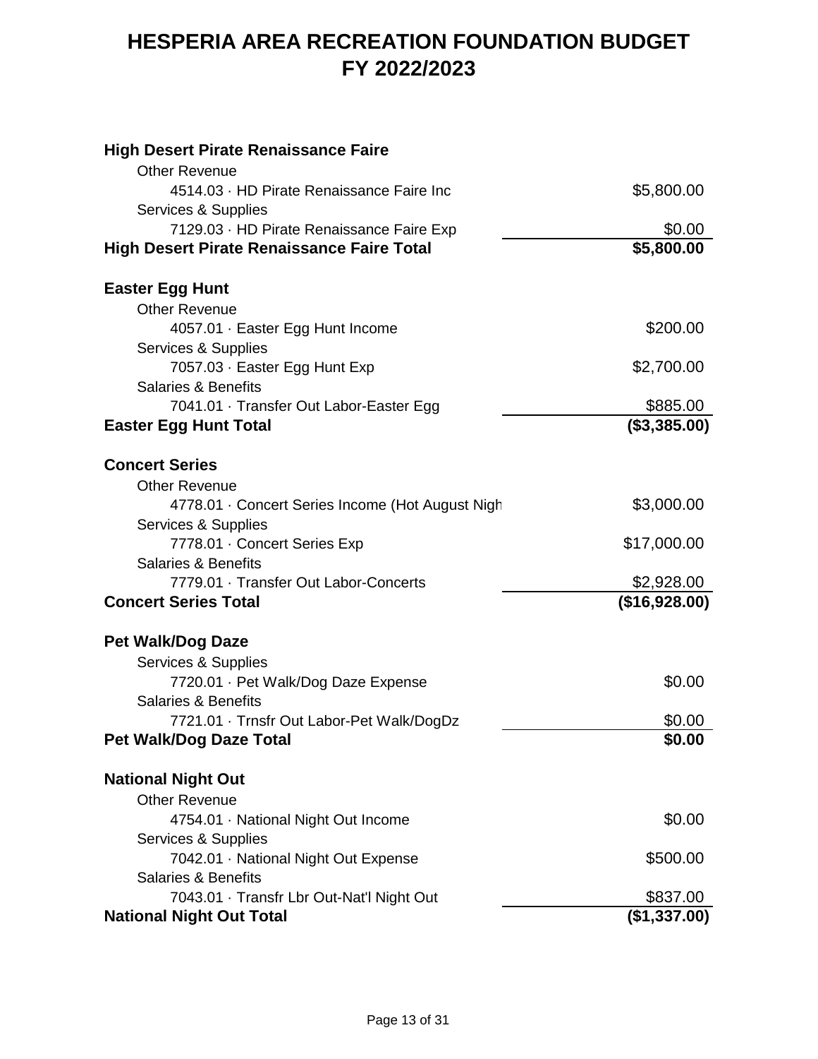# HESPERIA AREA RECREATION FOUNDATION BUDGET
# FY 2022/2023

| | |
|---|---|
| **High Desert Pirate Renaissance Faire** | |
| Other Revenue | |
| 4514.03 · HD Pirate Renaissance Faire Inc | $5,800.00 |
| Services & Supplies | |
| 7129.03 · HD Pirate Renaissance Faire Exp | $0.00 |
| **High Desert Pirate Renaissance Faire Total** | **$5,800.00** |
| | |
| **Easter Egg Hunt** | |
| Other Revenue | |
| 4057.01 · Easter Egg Hunt Income | $200.00 |
| Services & Supplies | |
| 7057.03 · Easter Egg Hunt Exp | $2,700.00 |
| Salaries & Benefits | |
| 7041.01 · Transfer Out Labor-Easter Egg | $885.00 |
| **Easter Egg Hunt Total** | **($3,385.00)** |
| | |
| **Concert Series** | |
| Other Revenue | |
| 4778.01 · Concert Series Income (Hot August Nigh | $3,000.00 |
| Services & Supplies | |
| 7778.01 · Concert Series Exp | $17,000.00 |
| Salaries & Benefits | |
| 7779.01 · Transfer Out Labor-Concerts | $2,928.00 |
| **Concert Series Total** | **($16,928.00)** |
| | |
| **Pet Walk/Dog Daze** | |
| Services & Supplies | |
| 7720.01 · Pet Walk/Dog Daze Expense | $0.00 |
| Salaries & Benefits | |
| 7721.01 · Trnsfr Out Labor-Pet Walk/DogDz | $0.00 |
| **Pet Walk/Dog Daze Total** | **$0.00** |
| | |
| **National Night Out** | |
| Other Revenue | |
| 4754.01 · National Night Out Income | $0.00 |
| Services & Supplies | |
| 7042.01 · National Night Out Expense | $500.00 |
| Salaries & Benefits | |
| 7043.01 · Transfr Lbr Out-Nat'l Night Out | $837.00 |
| **National Night Out Total** | **($1,337.00)** |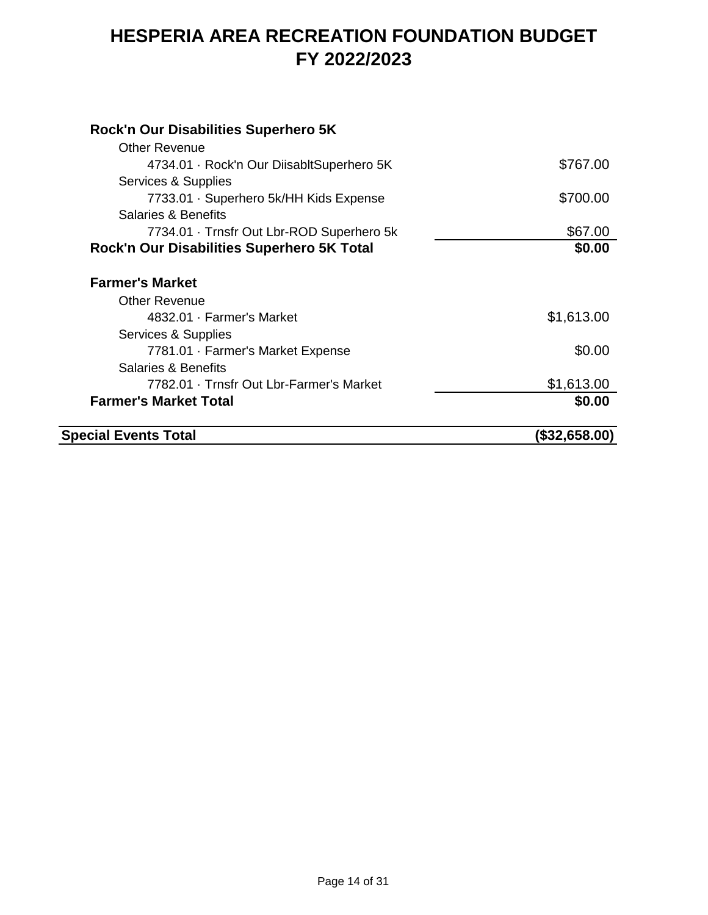# HESPERIA AREA RECREATION FOUNDATION BUDGET
# FY 2022/2023

| | |
|---|---|
| **Rock'n Our Disabilities Superhero 5K** | |
| Other Revenue | |
| 4734.01 · Rock'n Our DiisabltSuperhero 5K | $767.00 |
| Services & Supplies | |
| 7733.01 · Superhero 5k/HH Kids Expense | $700.00 |
| Salaries & Benefits | |
| 7734.01 · Trnsfr Out Lbr-ROD Superhero 5k | $67.00 |
| **Rock'n Our Disabilities Superhero 5K Total** | **$0.00** |
| | |
| **Farmer's Market** | |
| Other Revenue | |
| 4832.01 · Farmer's Market | $1,613.00 |
| Services & Supplies | |
| 7781.01 · Farmer's Market Expense | $0.00 |
| Salaries & Benefits | |
| 7782.01 · Trnsfr Out Lbr-Farmer's Market | $1,613.00 |
| **Farmer's Market Total** | **$0.00** |
| | |
| **Special Events Total** | **($32,658.00)** |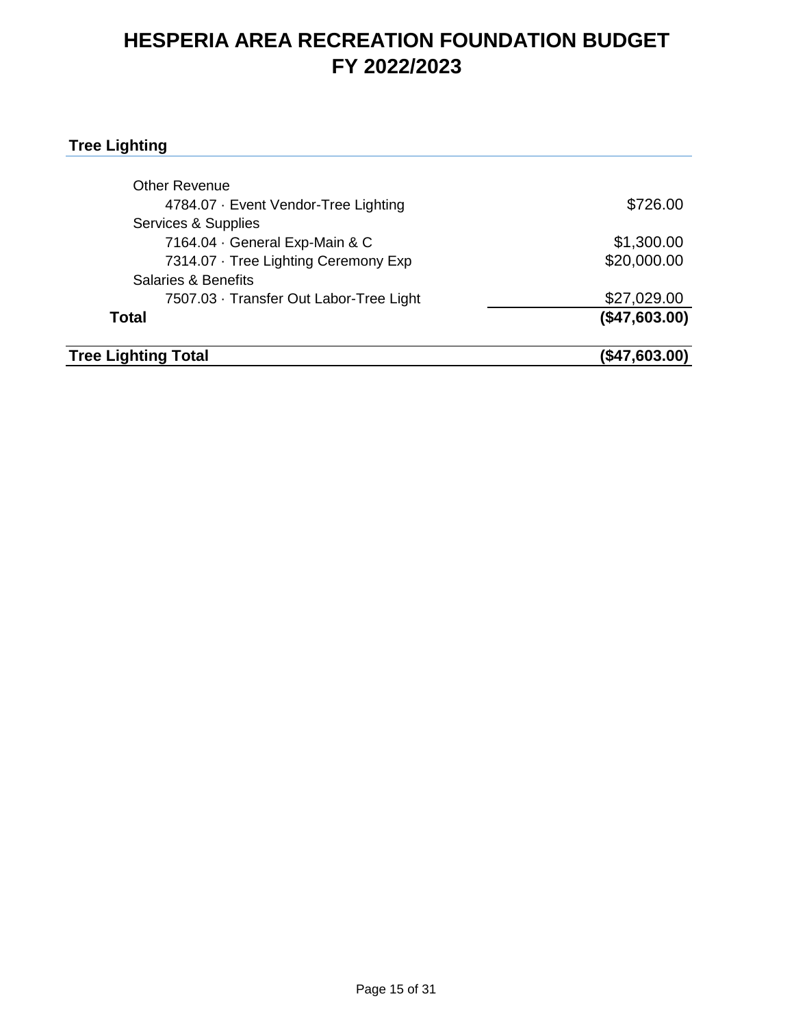# HESPERIA AREA RECREATION FOUNDATION BUDGET
# FY 2022/2023

## Tree Lighting

| | |
|---|---|
| Other Revenue | |
| 4784.07 · Event Vendor-Tree Lighting | $726.00 |
| Services & Supplies | |
| 7164.04 · General Exp-Main & C | $1,300.00 |
| 7314.07 · Tree Lighting Ceremony Exp | $20,000.00 |
| Salaries & Benefits | |
| 7507.03 · Transfer Out Labor-Tree Light | $27,029.00 |
| **Total** | **($47,603.00)** |
| **Tree Lighting Total** | **($47,603.00)** |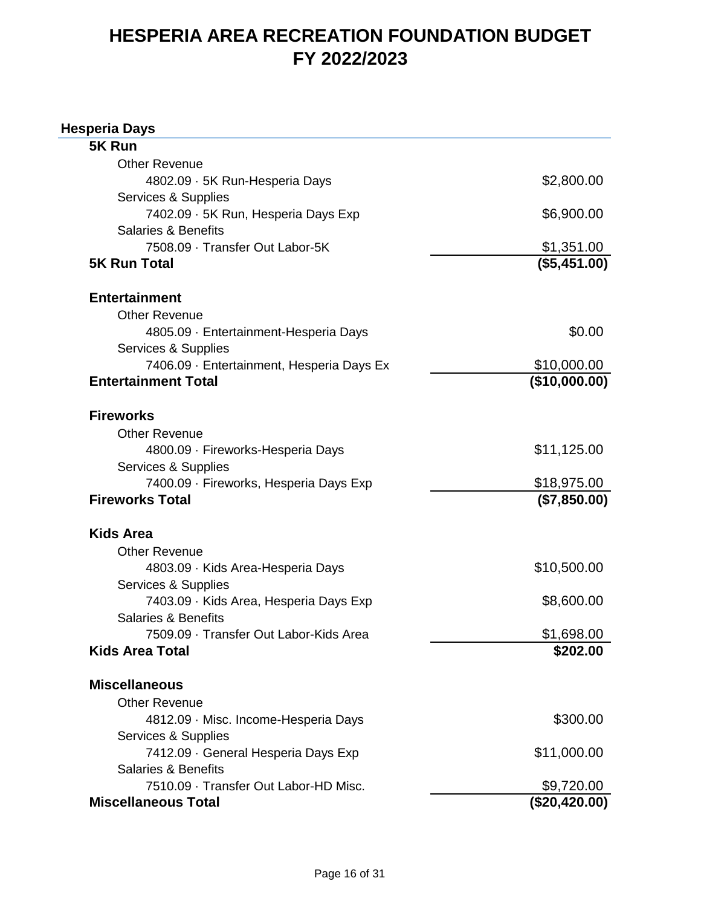# HESPERIA AREA RECREATION FOUNDATION BUDGET
# FY 2022/2023

## Hesperia Days

| | |
|---|---|
| **5K Run** | |
| Other Revenue | |
| 4802.09 · 5K Run-Hesperia Days | $2,800.00 |
| Services & Supplies | |
| 7402.09 · 5K Run, Hesperia Days Exp | $6,900.00 |
| Salaries & Benefits | |
| 7508.09 · Transfer Out Labor-5K | $1,351.00 |
| **5K Run Total** | **($5,451.00)** |
| | |
| **Entertainment** | |
| Other Revenue | |
| 4805.09 · Entertainment-Hesperia Days | $0.00 |
| Services & Supplies | |
| 7406.09 · Entertainment, Hesperia Days Ex | $10,000.00 |
| **Entertainment Total** | **($10,000.00)** |
| | |
| **Fireworks** | |
| Other Revenue | |
| 4800.09 · Fireworks-Hesperia Days | $11,125.00 |
| Services & Supplies | |
| 7400.09 · Fireworks, Hesperia Days Exp | $18,975.00 |
| **Fireworks Total** | **($7,850.00)** |
| | |
| **Kids Area** | |
| Other Revenue | |
| 4803.09 · Kids Area-Hesperia Days | $10,500.00 |
| Services & Supplies | |
| 7403.09 · Kids Area, Hesperia Days Exp | $8,600.00 |
| Salaries & Benefits | |
| 7509.09 · Transfer Out Labor-Kids Area | $1,698.00 |
| **Kids Area Total** | **$202.00** |
| | |
| **Miscellaneous** | |
| Other Revenue | |
| 4812.09 · Misc. Income-Hesperia Days | $300.00 |
| Services & Supplies | |
| 7412.09 · General Hesperia Days Exp | $11,000.00 |
| Salaries & Benefits | |
| 7510.09 · Transfer Out Labor-HD Misc. | $9,720.00 |
| **Miscellaneous Total** | **($20,420.00)** |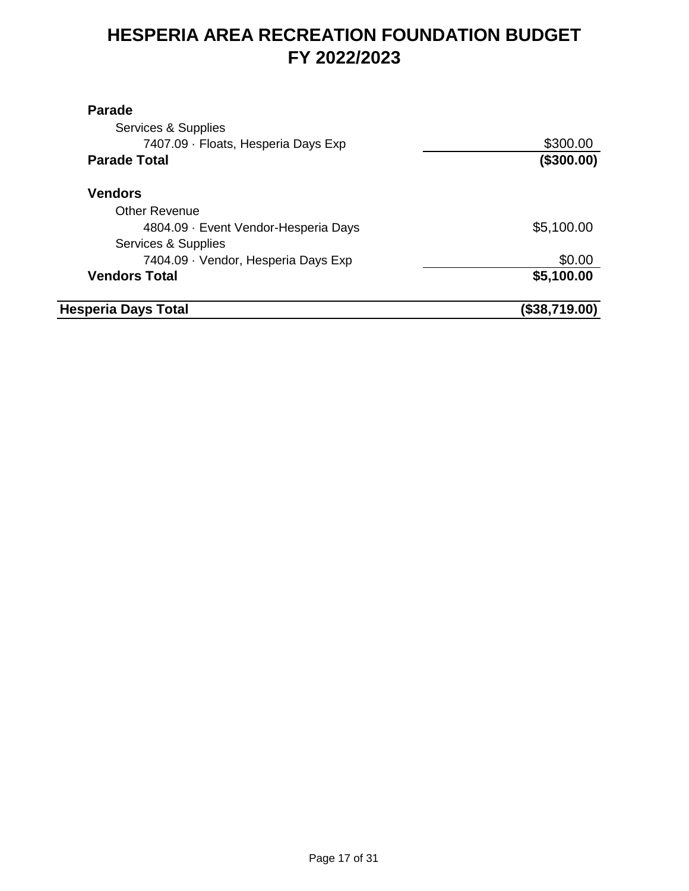# HESPERIA AREA RECREATION FOUNDATION BUDGET
# FY 2022/2023

| | |
|---|---|
| **Parade** | |
| Services & Supplies | |
| 7407.09 · Floats, Hesperia Days Exp | $300.00 |
| **Parade Total** | **($300.00)** |
| | |
| **Vendors** | |
| Other Revenue | |
| 4804.09 · Event Vendor-Hesperia Days | $5,100.00 |
| Services & Supplies | |
| 7404.09 · Vendor, Hesperia Days Exp | $0.00 |
| **Vendors Total** | **$5,100.00** |
| | |
| **Hesperia Days Total** | **($38,719.00)** |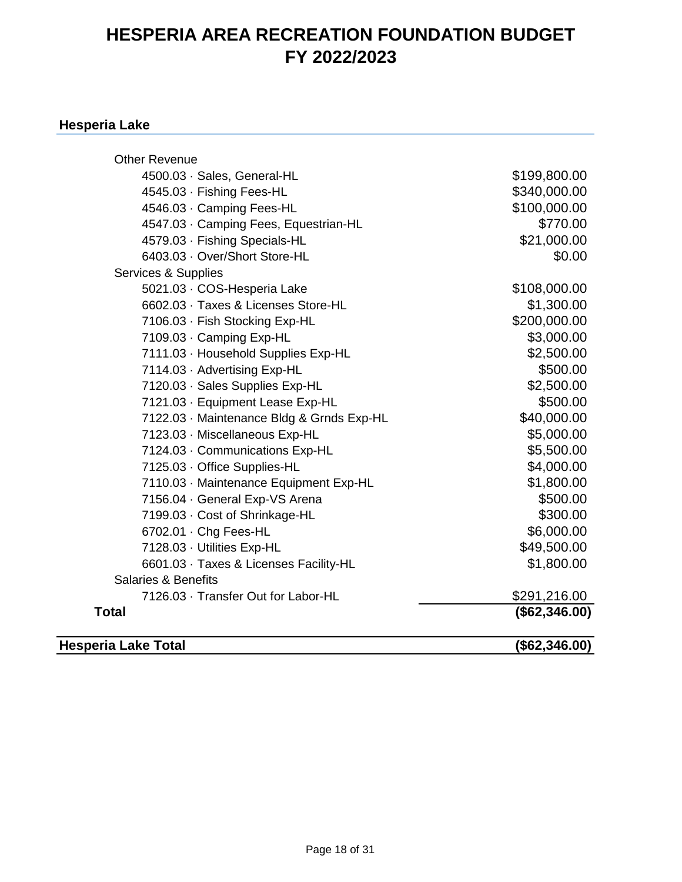# HESPERIA AREA RECREATION FOUNDATION BUDGET
# FY 2022/2023

## Hesperia Lake

| Account | Amount |
|---|---|
| Other Revenue | |
| 4500.03 · Sales, General-HL | $199,800.00 |
| 4545.03 · Fishing Fees-HL | $340,000.00 |
| 4546.03 · Camping Fees-HL | $100,000.00 |
| 4547.03 · Camping Fees, Equestrian-HL | $770.00 |
| 4579.03 · Fishing Specials-HL | $21,000.00 |
| 6403.03 · Over/Short Store-HL | $0.00 |
| Services & Supplies | |
| 5021.03 · COS-Hesperia Lake | $108,000.00 |
| 6602.03 · Taxes & Licenses Store-HL | $1,300.00 |
| 7106.03 · Fish Stocking Exp-HL | $200,000.00 |
| 7109.03 · Camping Exp-HL | $3,000.00 |
| 7111.03 · Household Supplies Exp-HL | $2,500.00 |
| 7114.03 · Advertising Exp-HL | $500.00 |
| 7120.03 · Sales Supplies Exp-HL | $2,500.00 |
| 7121.03 · Equipment Lease Exp-HL | $500.00 |
| 7122.03 · Maintenance Bldg & Grnds Exp-HL | $40,000.00 |
| 7123.03 · Miscellaneous Exp-HL | $5,000.00 |
| 7124.03 · Communications Exp-HL | $5,500.00 |
| 7125.03 · Office Supplies-HL | $4,000.00 |
| 7110.03 · Maintenance Equipment Exp-HL | $1,800.00 |
| 7156.04 · General Exp-VS Arena | $500.00 |
| 7199.03 · Cost of Shrinkage-HL | $300.00 |
| 6702.01 · Chg Fees-HL | $6,000.00 |
| 7128.03 · Utilities Exp-HL | $49,500.00 |
| 6601.03 · Taxes & Licenses Facility-HL | $1,800.00 |
| Salaries & Benefits | |
| 7126.03 · Transfer Out for Labor-HL | $291,216.00 |
| **Total** | **($62,346.00)** |
| **Hesperia Lake Total** | **($62,346.00)** |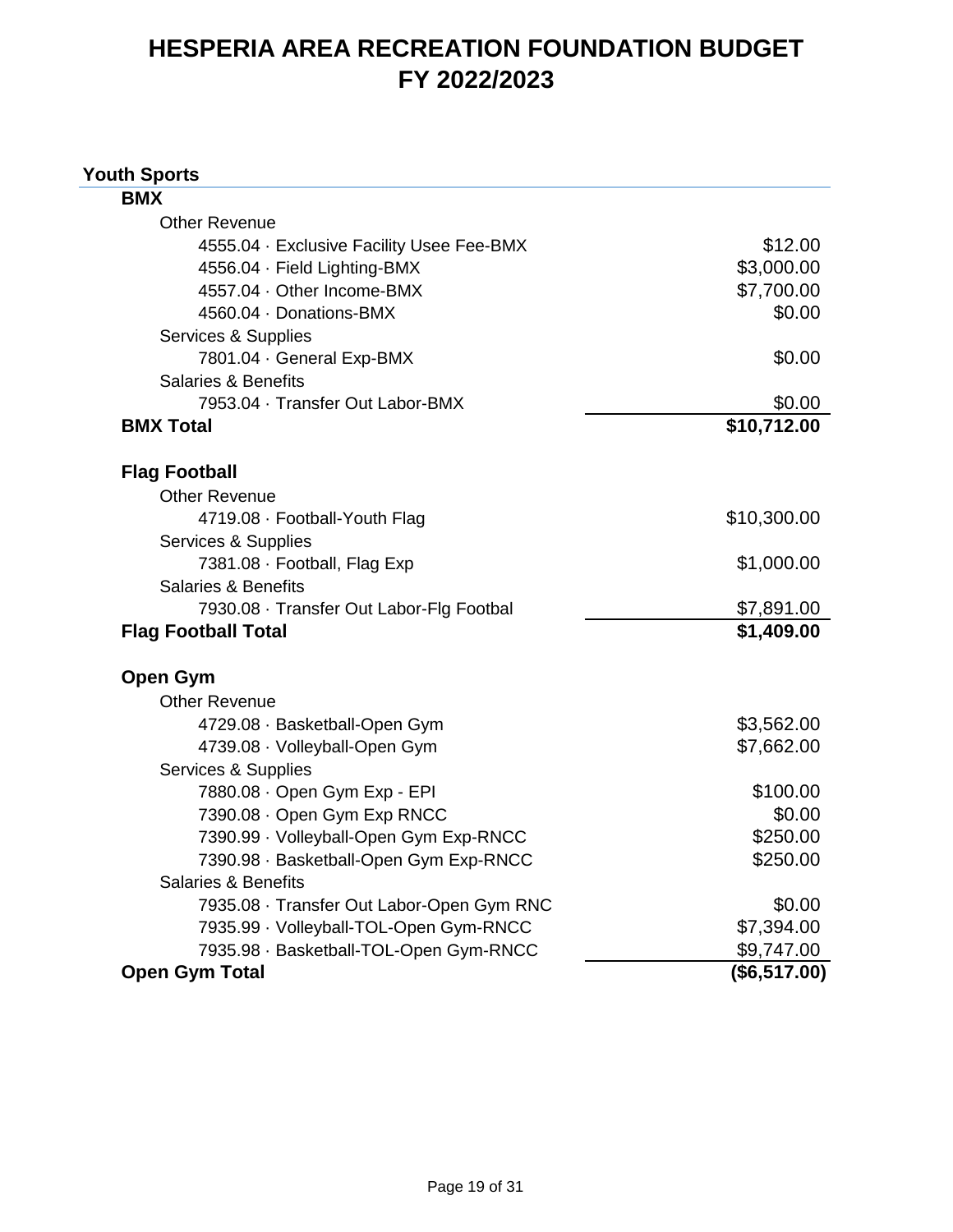# HESPERIA AREA RECREATION FOUNDATION BUDGET
# FY 2022/2023

## Youth Sports

| | |
|---|---|
| **BMX** | |
| Other Revenue | |
| 4555.04 · Exclusive Facility Usee Fee-BMX | $12.00 |
| 4556.04 · Field Lighting-BMX | $3,000.00 |
| 4557.04 · Other Income-BMX | $7,700.00 |
| 4560.04 · Donations-BMX | $0.00 |
| Services & Supplies | |
| 7801.04 · General Exp-BMX | $0.00 |
| Salaries & Benefits | |
| 7953.04 · Transfer Out Labor-BMX | $0.00 |
| **BMX Total** | **$10,712.00** |
| | |
| **Flag Football** | |
| Other Revenue | |
| 4719.08 · Football-Youth Flag | $10,300.00 |
| Services & Supplies | |
| 7381.08 · Football, Flag Exp | $1,000.00 |
| Salaries & Benefits | |
| 7930.08 · Transfer Out Labor-Flg Footbal | $7,891.00 |
| **Flag Football Total** | **$1,409.00** |
| | |
| **Open Gym** | |
| Other Revenue | |
| 4729.08 · Basketball-Open Gym | $3,562.00 |
| 4739.08 · Volleyball-Open Gym | $7,662.00 |
| Services & Supplies | |
| 7880.08 · Open Gym Exp - EPI | $100.00 |
| 7390.08 · Open Gym Exp RNCC | $0.00 |
| 7390.99 · Volleyball-Open Gym Exp-RNCC | $250.00 |
| 7390.98 · Basketball-Open Gym Exp-RNCC | $250.00 |
| Salaries & Benefits | |
| 7935.08 · Transfer Out Labor-Open Gym RNC | $0.00 |
| 7935.99 · Volleyball-TOL-Open Gym-RNCC | $7,394.00 |
| 7935.98 · Basketball-TOL-Open Gym-RNCC | $9,747.00 |
| **Open Gym Total** | **($6,517.00)** |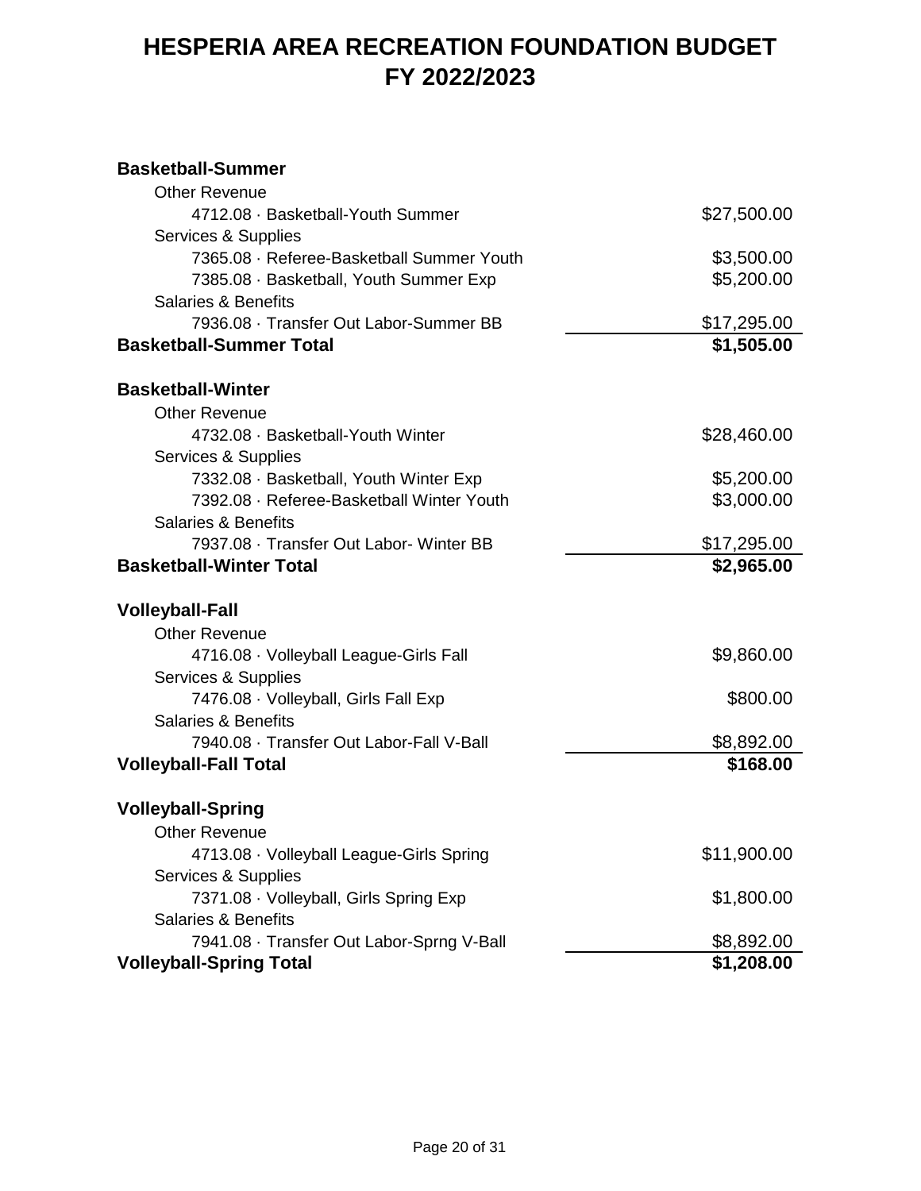# HESPERIA AREA RECREATION FOUNDATION BUDGET
# FY 2022/2023

| | |
|---|---|
| **Basketball-Summer** | |
| Other Revenue | |
| 4712.08 · Basketball-Youth Summer | $27,500.00 |
| Services & Supplies | |
| 7365.08 · Referee-Basketball Summer Youth | $3,500.00 |
| 7385.08 · Basketball, Youth Summer Exp | $5,200.00 |
| Salaries & Benefits | |
| 7936.08 · Transfer Out Labor-Summer BB | $17,295.00 |
| **Basketball-Summer Total** | **$1,505.00** |
| | |
| **Basketball-Winter** | |
| Other Revenue | |
| 4732.08 · Basketball-Youth Winter | $28,460.00 |
| Services & Supplies | |
| 7332.08 · Basketball, Youth Winter Exp | $5,200.00 |
| 7392.08 · Referee-Basketball Winter Youth | $3,000.00 |
| Salaries & Benefits | |
| 7937.08 · Transfer Out Labor- Winter BB | $17,295.00 |
| **Basketball-Winter Total** | **$2,965.00** |
| | |
| **Volleyball-Fall** | |
| Other Revenue | |
| 4716.08 · Volleyball League-Girls Fall | $9,860.00 |
| Services & Supplies | |
| 7476.08 · Volleyball, Girls Fall Exp | $800.00 |
| Salaries & Benefits | |
| 7940.08 · Transfer Out Labor-Fall V-Ball | $8,892.00 |
| **Volleyball-Fall Total** | **$168.00** |
| | |
| **Volleyball-Spring** | |
| Other Revenue | |
| 4713.08 · Volleyball League-Girls Spring | $11,900.00 |
| Services & Supplies | |
| 7371.08 · Volleyball, Girls Spring Exp | $1,800.00 |
| Salaries & Benefits | |
| 7941.08 · Transfer Out Labor-Sprng V-Ball | $8,892.00 |
| **Volleyball-Spring Total** | **$1,208.00** |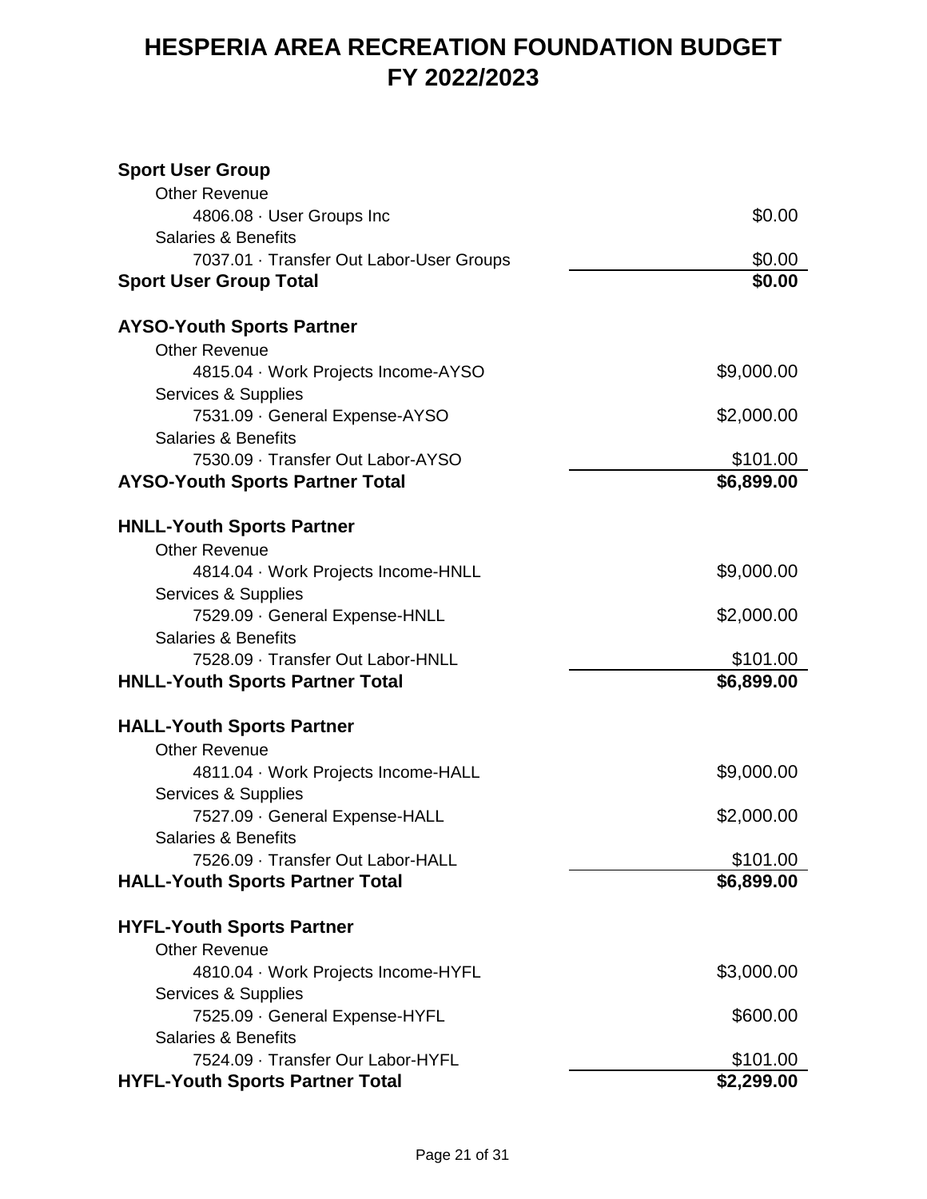# HESPERIA AREA RECREATION FOUNDATION BUDGET
# FY 2022/2023

| | |
|---|---|
| **Sport User Group** | |
| Other Revenue | |
| 4806.08 · User Groups Inc | $0.00 |
| Salaries & Benefits | |
| 7037.01 · Transfer Out Labor-User Groups | $0.00 |
| **Sport User Group Total** | **$0.00** |
| | |
| **AYSO-Youth Sports Partner** | |
| Other Revenue | |
| 4815.04 · Work Projects Income-AYSO | $9,000.00 |
| Services & Supplies | |
| 7531.09 · General Expense-AYSO | $2,000.00 |
| Salaries & Benefits | |
| 7530.09 · Transfer Out Labor-AYSO | $101.00 |
| **AYSO-Youth Sports Partner Total** | **$6,899.00** |
| | |
| **HNLL-Youth Sports Partner** | |
| Other Revenue | |
| 4814.04 · Work Projects Income-HNLL | $9,000.00 |
| Services & Supplies | |
| 7529.09 · General Expense-HNLL | $2,000.00 |
| Salaries & Benefits | |
| 7528.09 · Transfer Out Labor-HNLL | $101.00 |
| **HNLL-Youth Sports Partner Total** | **$6,899.00** |
| | |
| **HALL-Youth Sports Partner** | |
| Other Revenue | |
| 4811.04 · Work Projects Income-HALL | $9,000.00 |
| Services & Supplies | |
| 7527.09 · General Expense-HALL | $2,000.00 |
| Salaries & Benefits | |
| 7526.09 · Transfer Out Labor-HALL | $101.00 |
| **HALL-Youth Sports Partner Total** | **$6,899.00** |
| | |
| **HYFL-Youth Sports Partner** | |
| Other Revenue | |
| 4810.04 · Work Projects Income-HYFL | $3,000.00 |
| Services & Supplies | |
| 7525.09 · General Expense-HYFL | $600.00 |
| Salaries & Benefits | |
| 7524.09 · Transfer Our Labor-HYFL | $101.00 |
| **HYFL-Youth Sports Partner Total** | **$2,299.00** |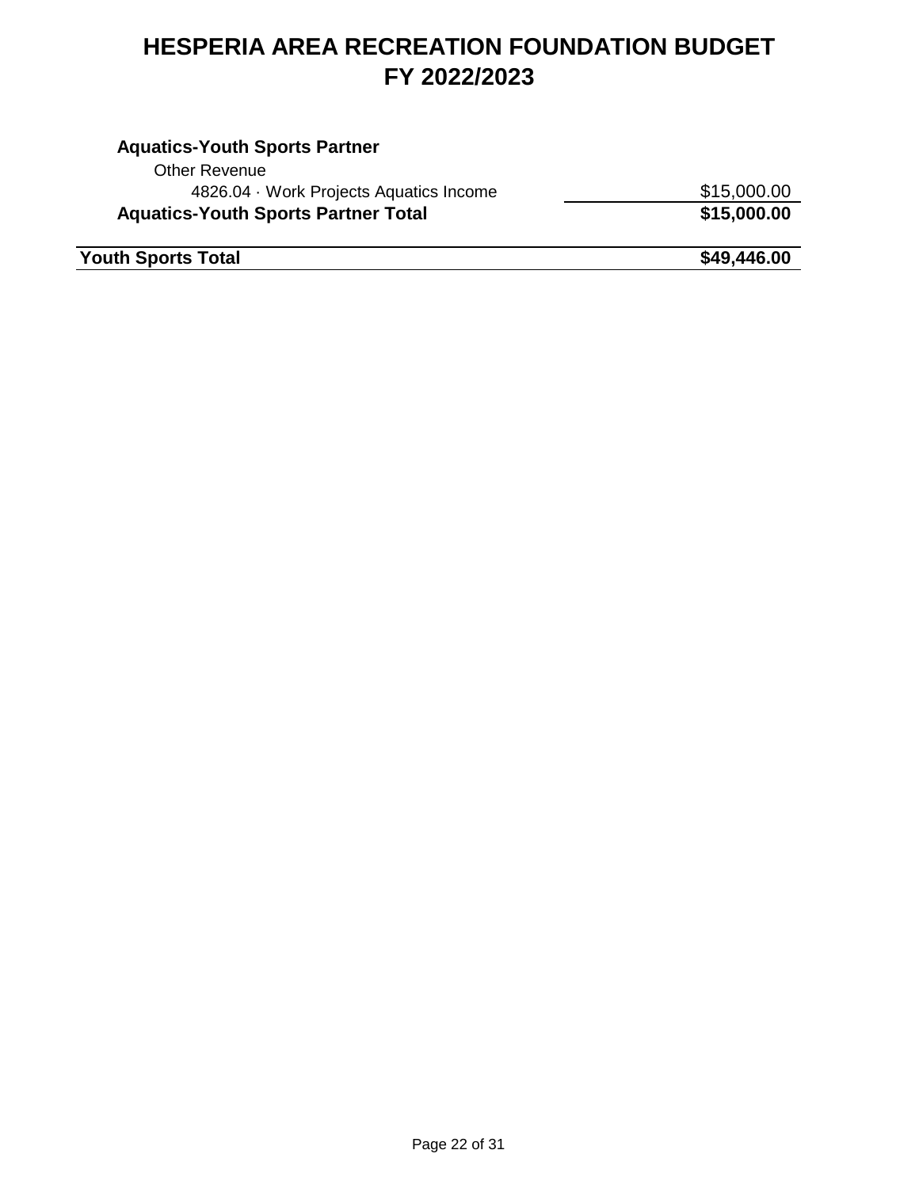# HESPERIA AREA RECREATION FOUNDATION BUDGET
# FY 2022/2023

| | |
|---|---|
| **Aquatics-Youth Sports Partner** | |
| Other Revenue | |
| 4826.04 · Work Projects Aquatics Income | $15,000.00 |
| **Aquatics-Youth Sports Partner Total** | **$15,000.00** |
| **Youth Sports Total** | **$49,446.00** |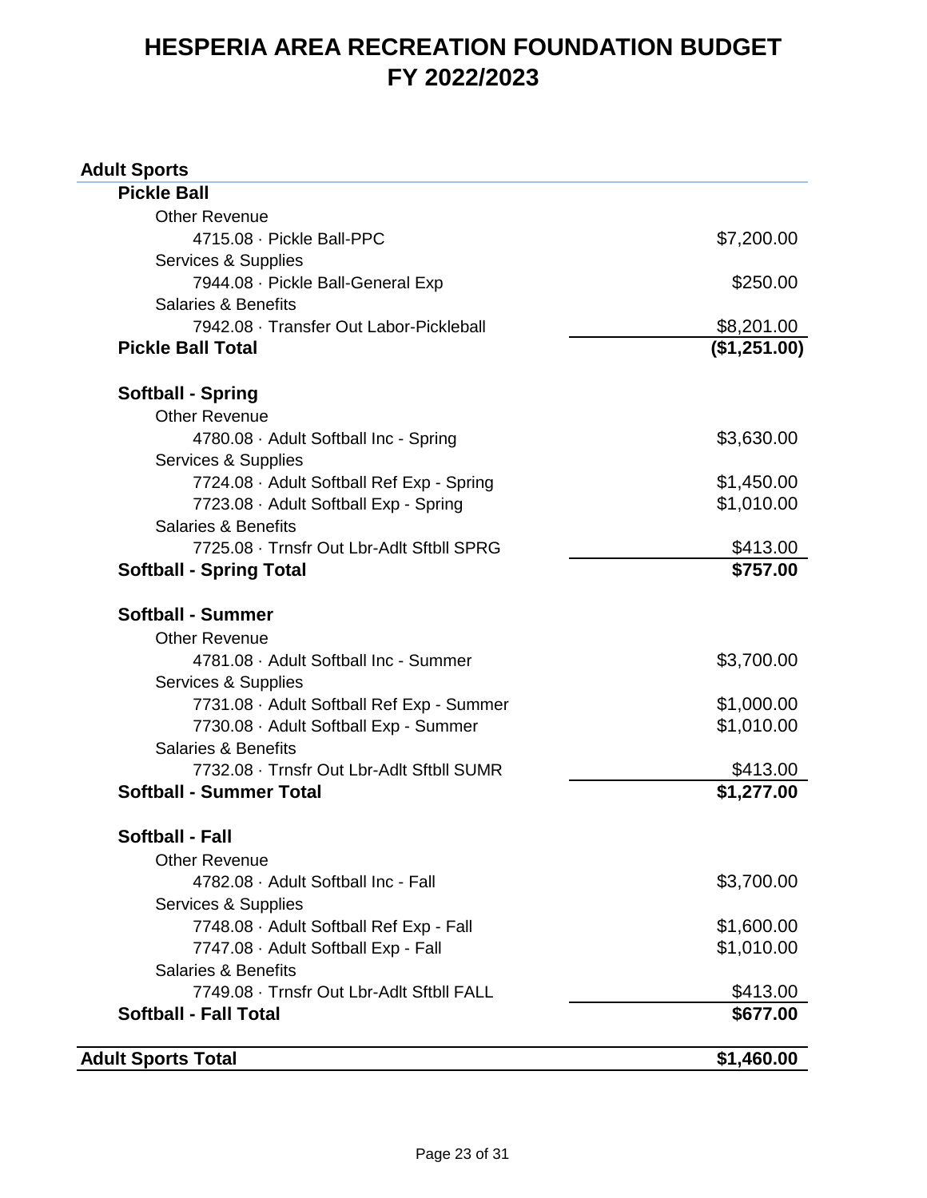# HESPERIA AREA RECREATION FOUNDATION BUDGET
# FY 2022/2023

| Adult Sports | |
|---|---|
| **Pickle Ball** | |
| Other Revenue | |
| 4715.08 · Pickle Ball-PPC | $7,200.00 |
| Services & Supplies | |
| 7944.08 · Pickle Ball-General Exp | $250.00 |
| Salaries & Benefits | |
| 7942.08 · Transfer Out Labor-Pickleball | $8,201.00 |
| **Pickle Ball Total** | **($1,251.00)** |
| | |
| **Softball - Spring** | |
| Other Revenue | |
| 4780.08 · Adult Softball Inc - Spring | $3,630.00 |
| Services & Supplies | |
| 7724.08 · Adult Softball Ref Exp - Spring | $1,450.00 |
| 7723.08 · Adult Softball Exp - Spring | $1,010.00 |
| Salaries & Benefits | |
| 7725.08 · Trnsfr Out Lbr-Adlt Sftbll SPRG | $413.00 |
| **Softball - Spring Total** | **$757.00** |
| | |
| **Softball - Summer** | |
| Other Revenue | |
| 4781.08 · Adult Softball Inc - Summer | $3,700.00 |
| Services & Supplies | |
| 7731.08 · Adult Softball Ref Exp - Summer | $1,000.00 |
| 7730.08 · Adult Softball Exp - Summer | $1,010.00 |
| Salaries & Benefits | |
| 7732.08 · Trnsfr Out Lbr-Adlt Sftbll SUMR | $413.00 |
| **Softball - Summer Total** | **$1,277.00** |
| | |
| **Softball - Fall** | |
| Other Revenue | |
| 4782.08 · Adult Softball Inc - Fall | $3,700.00 |
| Services & Supplies | |
| 7748.08 · Adult Softball Ref Exp - Fall | $1,600.00 |
| 7747.08 · Adult Softball Exp - Fall | $1,010.00 |
| Salaries & Benefits | |
| 7749.08 · Trnsfr Out Lbr-Adlt Sftbll FALL | $413.00 |
| **Softball - Fall Total** | **$677.00** |
| | |
| **Adult Sports Total** | **$1,460.00** |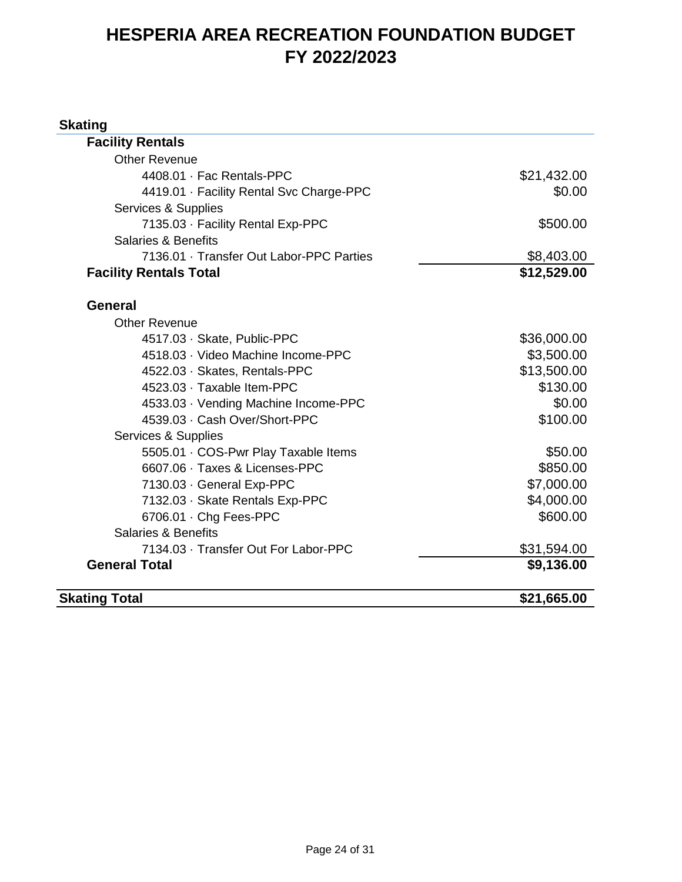# HESPERIA AREA RECREATION FOUNDATION BUDGET FY 2022/2023

| Account | Amount |
|---|---|
| **Skating** | |
| **Facility Rentals** | |
| Other Revenue | |
| 4408.01 · Fac Rentals-PPC | $21,432.00 |
| 4419.01 · Facility Rental Svc Charge-PPC | $0.00 |
| Services & Supplies | |
| 7135.03 · Facility Rental Exp-PPC | $500.00 |
| Salaries & Benefits | |
| 7136.01 · Transfer Out Labor-PPC Parties | $8,403.00 |
| **Facility Rentals Total** | **$12,529.00** |
| **General** | |
| Other Revenue | |
| 4517.03 · Skate, Public-PPC | $36,000.00 |
| 4518.03 · Video Machine Income-PPC | $3,500.00 |
| 4522.03 · Skates, Rentals-PPC | $13,500.00 |
| 4523.03 · Taxable Item-PPC | $130.00 |
| 4533.03 · Vending Machine Income-PPC | $0.00 |
| 4539.03 · Cash Over/Short-PPC | $100.00 |
| Services & Supplies | |
| 5505.01 · COS-Pwr Play Taxable Items | $50.00 |
| 6607.06 · Taxes & Licenses-PPC | $850.00 |
| 7130.03 · General Exp-PPC | $7,000.00 |
| 7132.03 · Skate Rentals Exp-PPC | $4,000.00 |
| 6706.01 · Chg Fees-PPC | $600.00 |
| Salaries & Benefits | |
| 7134.03 · Transfer Out For Labor-PPC | $31,594.00 |
| **General Total** | **$9,136.00** |
| **Skating Total** | **$21,665.00** |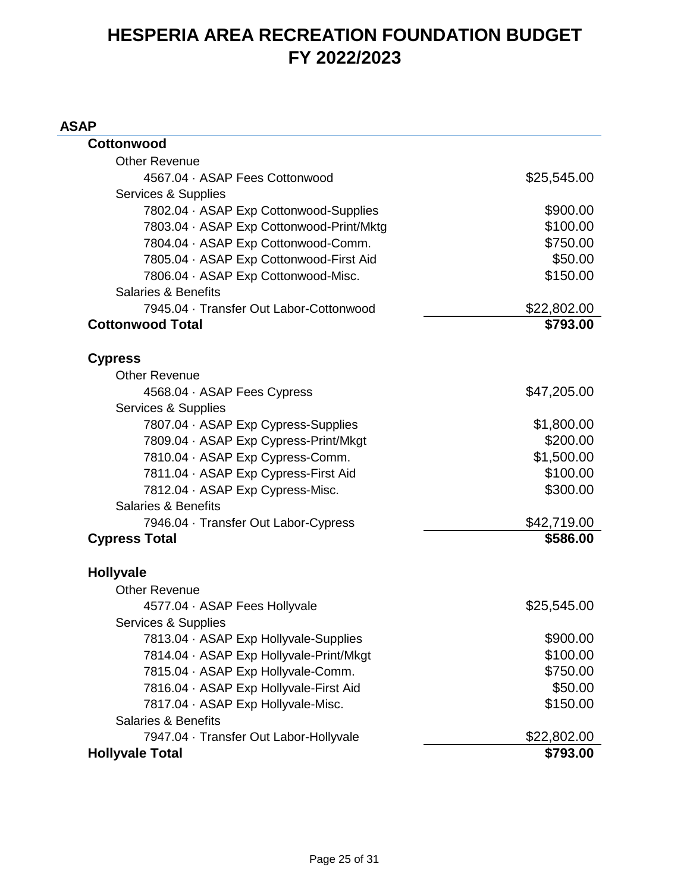# HESPERIA AREA RECREATION FOUNDATION BUDGET
# FY 2022/2023

## ASAP

| | |
|---|---|
| **Cottonwood** | |
| Other Revenue | |
| 4567.04 · ASAP Fees Cottonwood | $25,545.00 |
| Services & Supplies | |
| 7802.04 · ASAP Exp Cottonwood-Supplies | $900.00 |
| 7803.04 · ASAP Exp Cottonwood-Print/Mktg | $100.00 |
| 7804.04 · ASAP Exp Cottonwood-Comm. | $750.00 |
| 7805.04 · ASAP Exp Cottonwood-First Aid | $50.00 |
| 7806.04 · ASAP Exp Cottonwood-Misc. | $150.00 |
| Salaries & Benefits | |
| 7945.04 · Transfer Out Labor-Cottonwood | $22,802.00 |
| **Cottonwood Total** | **$793.00** |
| | |
| **Cypress** | |
| Other Revenue | |
| 4568.04 · ASAP Fees Cypress | $47,205.00 |
| Services & Supplies | |
| 7807.04 · ASAP Exp Cypress-Supplies | $1,800.00 |
| 7809.04 · ASAP Exp Cypress-Print/Mkgt | $200.00 |
| 7810.04 · ASAP Exp Cypress-Comm. | $1,500.00 |
| 7811.04 · ASAP Exp Cypress-First Aid | $100.00 |
| 7812.04 · ASAP Exp Cypress-Misc. | $300.00 |
| Salaries & Benefits | |
| 7946.04 · Transfer Out Labor-Cypress | $42,719.00 |
| **Cypress Total** | **$586.00** |
| | |
| **Hollyvale** | |
| Other Revenue | |
| 4577.04 · ASAP Fees Hollyvale | $25,545.00 |
| Services & Supplies | |
| 7813.04 · ASAP Exp Hollyvale-Supplies | $900.00 |
| 7814.04 · ASAP Exp Hollyvale-Print/Mkgt | $100.00 |
| 7815.04 · ASAP Exp Hollyvale-Comm. | $750.00 |
| 7816.04 · ASAP Exp Hollyvale-First Aid | $50.00 |
| 7817.04 · ASAP Exp Hollyvale-Misc. | $150.00 |
| Salaries & Benefits | |
| 7947.04 · Transfer Out Labor-Hollyvale | $22,802.00 |
| **Hollyvale Total** | **$793.00** |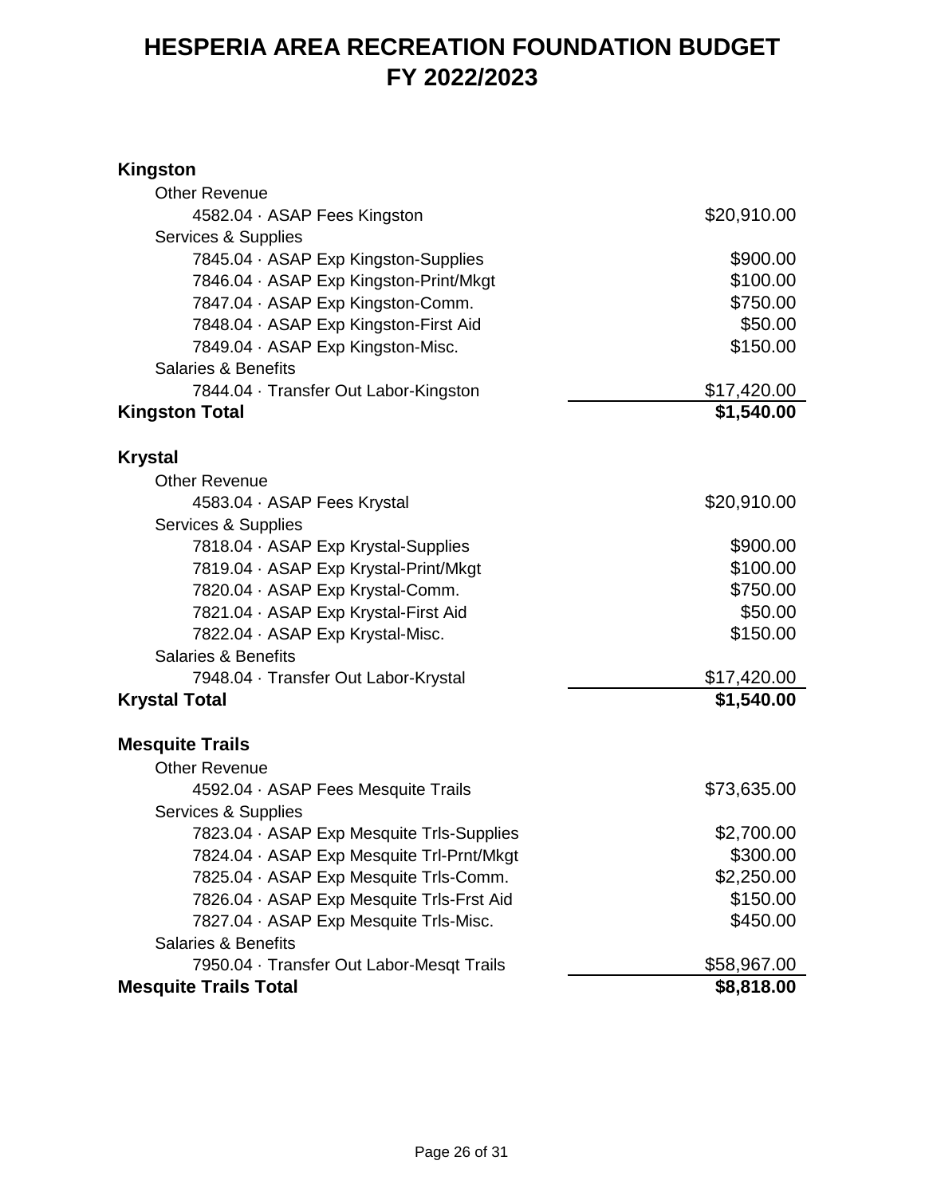# HESPERIA AREA RECREATION FOUNDATION BUDGET FY 2022/2023

| | |
|---|---:|
| **Kingston** | |
| Other Revenue | |
| 4582.04 · ASAP Fees Kingston | $20,910.00 |
| Services & Supplies | |
| 7845.04 · ASAP Exp Kingston-Supplies | $900.00 |
| 7846.04 · ASAP Exp Kingston-Print/Mkgt | $100.00 |
| 7847.04 · ASAP Exp Kingston-Comm. | $750.00 |
| 7848.04 · ASAP Exp Kingston-First Aid | $50.00 |
| 7849.04 · ASAP Exp Kingston-Misc. | $150.00 |
| Salaries & Benefits | |
| 7844.04 · Transfer Out Labor-Kingston | $17,420.00 |
| **Kingston Total** | **$1,540.00** |
| | |
| **Krystal** | |
| Other Revenue | |
| 4583.04 · ASAP Fees Krystal | $20,910.00 |
| Services & Supplies | |
| 7818.04 · ASAP Exp Krystal-Supplies | $900.00 |
| 7819.04 · ASAP Exp Krystal-Print/Mkgt | $100.00 |
| 7820.04 · ASAP Exp Krystal-Comm. | $750.00 |
| 7821.04 · ASAP Exp Krystal-First Aid | $50.00 |
| 7822.04 · ASAP Exp Krystal-Misc. | $150.00 |
| Salaries & Benefits | |
| 7948.04 · Transfer Out Labor-Krystal | $17,420.00 |
| **Krystal Total** | **$1,540.00** |
| | |
| **Mesquite Trails** | |
| Other Revenue | |
| 4592.04 · ASAP Fees Mesquite Trails | $73,635.00 |
| Services & Supplies | |
| 7823.04 · ASAP Exp Mesquite Trls-Supplies | $2,700.00 |
| 7824.04 · ASAP Exp Mesquite Trl-Prnt/Mkgt | $300.00 |
| 7825.04 · ASAP Exp Mesquite Trls-Comm. | $2,250.00 |
| 7826.04 · ASAP Exp Mesquite Trls-Frst Aid | $150.00 |
| 7827.04 · ASAP Exp Mesquite Trls-Misc. | $450.00 |
| Salaries & Benefits | |
| 7950.04 · Transfer Out Labor-Mesqt Trails | $58,967.00 |
| **Mesquite Trails Total** | **$8,818.00** |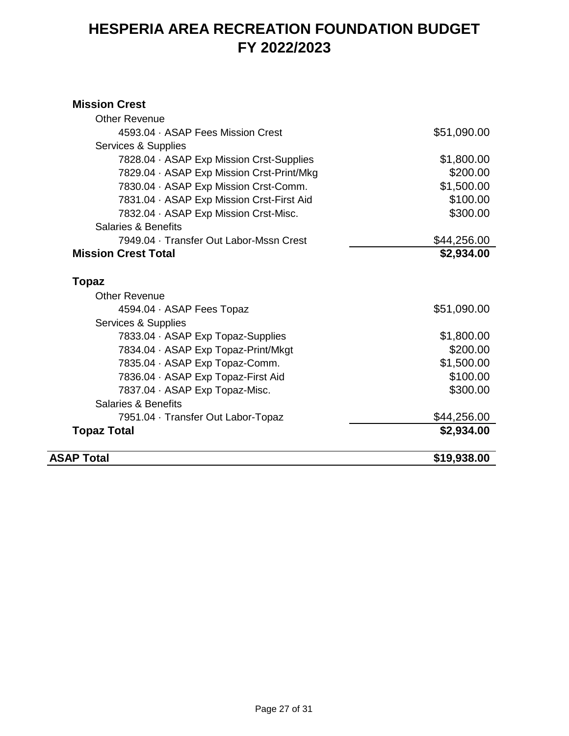# HESPERIA AREA RECREATION FOUNDATION BUDGET
# FY 2022/2023

| Account | Amount |
|---|---|
| **Mission Crest** | |
| Other Revenue | |
| 4593.04 · ASAP Fees Mission Crest | $51,090.00 |
| Services & Supplies | |
| 7828.04 · ASAP Exp Mission Crst-Supplies | $1,800.00 |
| 7829.04 · ASAP Exp Mission Crst-Print/Mkg | $200.00 |
| 7830.04 · ASAP Exp Mission Crst-Comm. | $1,500.00 |
| 7831.04 · ASAP Exp Mission Crst-First Aid | $100.00 |
| 7832.04 · ASAP Exp Mission Crst-Misc. | $300.00 |
| Salaries & Benefits | |
| 7949.04 · Transfer Out Labor-Mssn Crest | $44,256.00 |
| **Mission Crest Total** | **$2,934.00** |
| **Topaz** | |
| Other Revenue | |
| 4594.04 · ASAP Fees Topaz | $51,090.00 |
| Services & Supplies | |
| 7833.04 · ASAP Exp Topaz-Supplies | $1,800.00 |
| 7834.04 · ASAP Exp Topaz-Print/Mkgt | $200.00 |
| 7835.04 · ASAP Exp Topaz-Comm. | $1,500.00 |
| 7836.04 · ASAP Exp Topaz-First Aid | $100.00 |
| 7837.04 · ASAP Exp Topaz-Misc. | $300.00 |
| Salaries & Benefits | |
| 7951.04 · Transfer Out Labor-Topaz | $44,256.00 |
| **Topaz Total** | **$2,934.00** |
| **ASAP Total** | **$19,938.00** |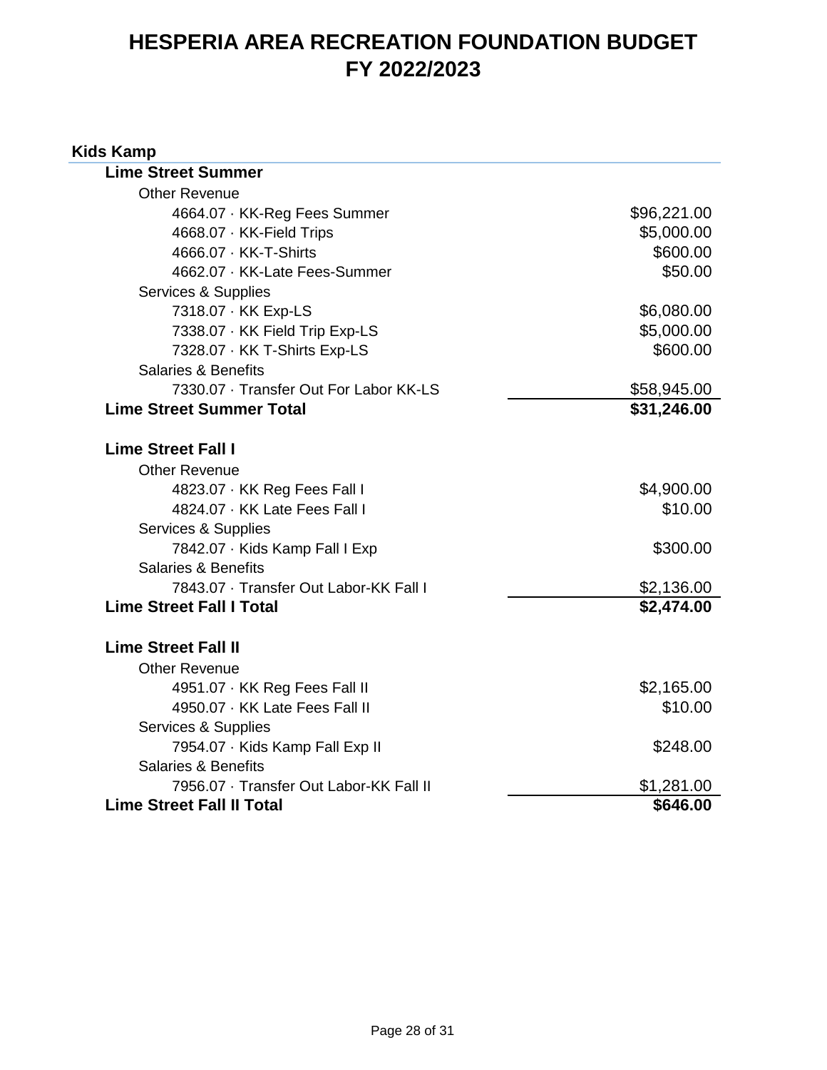# HESPERIA AREA RECREATION FOUNDATION BUDGET
# FY 2022/2023

## Kids Kamp

| | |
|---|---|
| **Lime Street Summer** | |
| Other Revenue | |
| 4664.07 · KK-Reg Fees Summer | $96,221.00 |
| 4668.07 · KK-Field Trips | $5,000.00 |
| 4666.07 · KK-T-Shirts | $600.00 |
| 4662.07 · KK-Late Fees-Summer | $50.00 |
| Services & Supplies | |
| 7318.07 · KK Exp-LS | $6,080.00 |
| 7338.07 · KK Field Trip Exp-LS | $5,000.00 |
| 7328.07 · KK T-Shirts Exp-LS | $600.00 |
| Salaries & Benefits | |
| 7330.07 · Transfer Out For Labor KK-LS | $58,945.00 |
| **Lime Street Summer Total** | **$31,246.00** |
| | |
| **Lime Street Fall I** | |
| Other Revenue | |
| 4823.07 · KK Reg Fees Fall I | $4,900.00 |
| 4824.07 · KK Late Fees Fall I | $10.00 |
| Services & Supplies | |
| 7842.07 · Kids Kamp Fall I Exp | $300.00 |
| Salaries & Benefits | |
| 7843.07 · Transfer Out Labor-KK Fall I | $2,136.00 |
| **Lime Street Fall I Total** | **$2,474.00** |
| | |
| **Lime Street Fall II** | |
| Other Revenue | |
| 4951.07 · KK Reg Fees Fall II | $2,165.00 |
| 4950.07 · KK Late Fees Fall II | $10.00 |
| Services & Supplies | |
| 7954.07 · Kids Kamp Fall Exp II | $248.00 |
| Salaries & Benefits | |
| 7956.07 · Transfer Out Labor-KK Fall II | $1,281.00 |
| **Lime Street Fall II Total** | **$646.00** |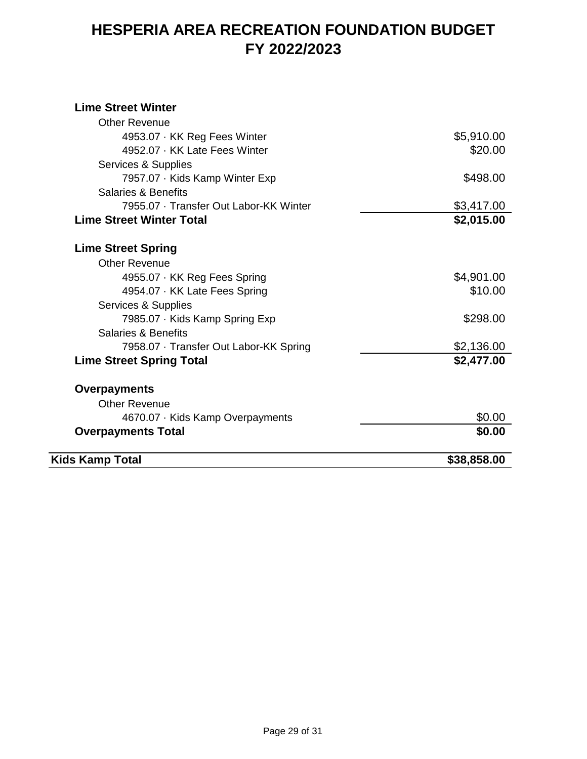# HESPERIA AREA RECREATION FOUNDATION BUDGET FY 2022/2023

| | |
|---|---|
| **Lime Street Winter** | |
| Other Revenue | |
| 4953.07 · KK Reg Fees Winter | $5,910.00 |
| 4952.07 · KK Late Fees Winter | $20.00 |
| Services & Supplies | |
| 7957.07 · Kids Kamp Winter Exp | $498.00 |
| Salaries & Benefits | |
| 7955.07 · Transfer Out Labor-KK Winter | $3,417.00 |
| **Lime Street Winter Total** | **$2,015.00** |
| | |
| **Lime Street Spring** | |
| Other Revenue | |
| 4955.07 · KK Reg Fees Spring | $4,901.00 |
| 4954.07 · KK Late Fees Spring | $10.00 |
| Services & Supplies | |
| 7985.07 · Kids Kamp Spring Exp | $298.00 |
| Salaries & Benefits | |
| 7958.07 · Transfer Out Labor-KK Spring | $2,136.00 |
| **Lime Street Spring Total** | **$2,477.00** |
| | |
| **Overpayments** | |
| Other Revenue | |
| 4670.07 · Kids Kamp Overpayments | $0.00 |
| **Overpayments Total** | **$0.00** |
| | |
| **Kids Kamp Total** | **$38,858.00** |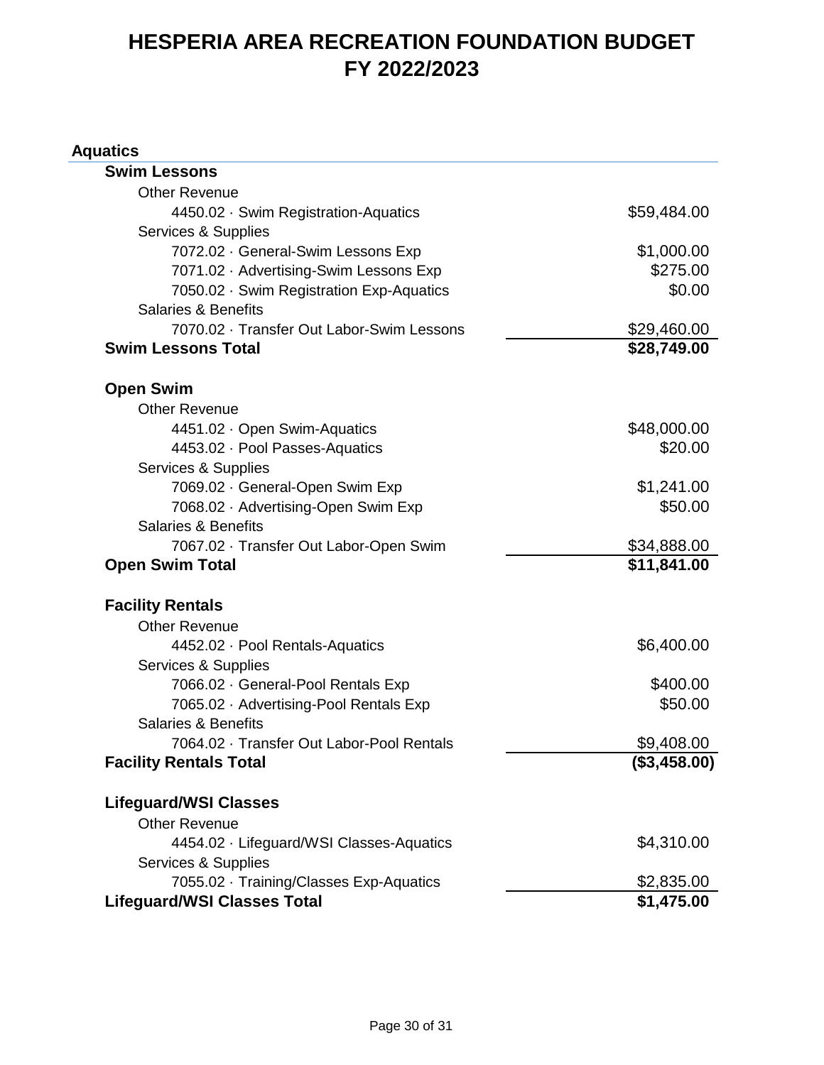# HESPERIA AREA RECREATION FOUNDATION BUDGET
# FY 2022/2023

## Aquatics

| | |
|---|---|
| **Swim Lessons** | |
| Other Revenue | |
| 4450.02 · Swim Registration-Aquatics | $59,484.00 |
| Services & Supplies | |
| 7072.02 · General-Swim Lessons Exp | $1,000.00 |
| 7071.02 · Advertising-Swim Lessons Exp | $275.00 |
| 7050.02 · Swim Registration Exp-Aquatics | $0.00 |
| Salaries & Benefits | |
| 7070.02 · Transfer Out Labor-Swim Lessons | $29,460.00 |
| **Swim Lessons Total** | **$28,749.00** |
| | |
| **Open Swim** | |
| Other Revenue | |
| 4451.02 · Open Swim-Aquatics | $48,000.00 |
| 4453.02 · Pool Passes-Aquatics | $20.00 |
| Services & Supplies | |
| 7069.02 · General-Open Swim Exp | $1,241.00 |
| 7068.02 · Advertising-Open Swim Exp | $50.00 |
| Salaries & Benefits | |
| 7067.02 · Transfer Out Labor-Open Swim | $34,888.00 |
| **Open Swim Total** | **$11,841.00** |
| | |
| **Facility Rentals** | |
| Other Revenue | |
| 4452.02 · Pool Rentals-Aquatics | $6,400.00 |
| Services & Supplies | |
| 7066.02 · General-Pool Rentals Exp | $400.00 |
| 7065.02 · Advertising-Pool Rentals Exp | $50.00 |
| Salaries & Benefits | |
| 7064.02 · Transfer Out Labor-Pool Rentals | $9,408.00 |
| **Facility Rentals Total** | **($3,458.00)** |
| | |
| **Lifeguard/WSI Classes** | |
| Other Revenue | |
| 4454.02 · Lifeguard/WSI Classes-Aquatics | $4,310.00 |
| Services & Supplies | |
| 7055.02 · Training/Classes Exp-Aquatics | $2,835.00 |
| **Lifeguard/WSI Classes Total** | **$1,475.00** |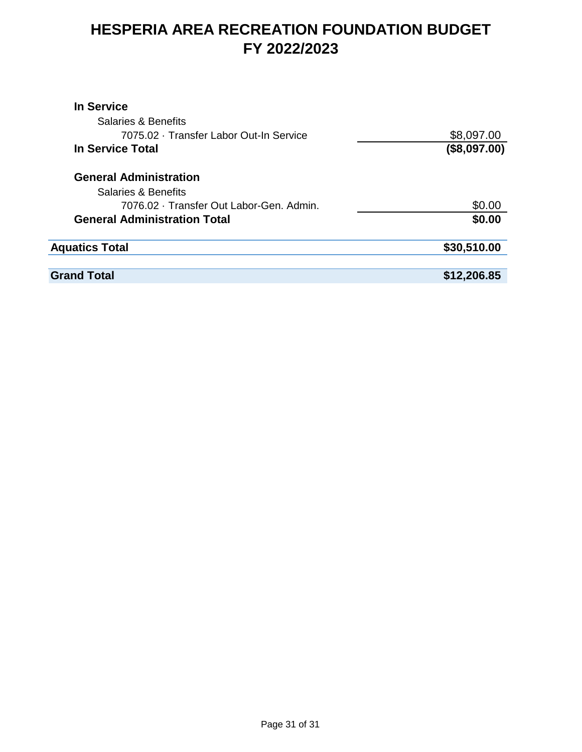# HESPERIA AREA RECREATION FOUNDATION BUDGET
# FY 2022/2023

| | |
|---|---|
| **In Service** | |
| Salaries & Benefits | |
| 7075.02 · Transfer Labor Out-In Service | $8,097.00 |
| **In Service Total** | **($8,097.00)** |
| | |
| **General Administration** | |
| Salaries & Benefits | |
| 7076.02 · Transfer Out Labor-Gen. Admin. | $0.00 |
| **General Administration Total** | **$0.00** |
| | |
| **Aquatics Total** | **$30,510.00** |
| | |
| **Grand Total** | **$12,206.85** |